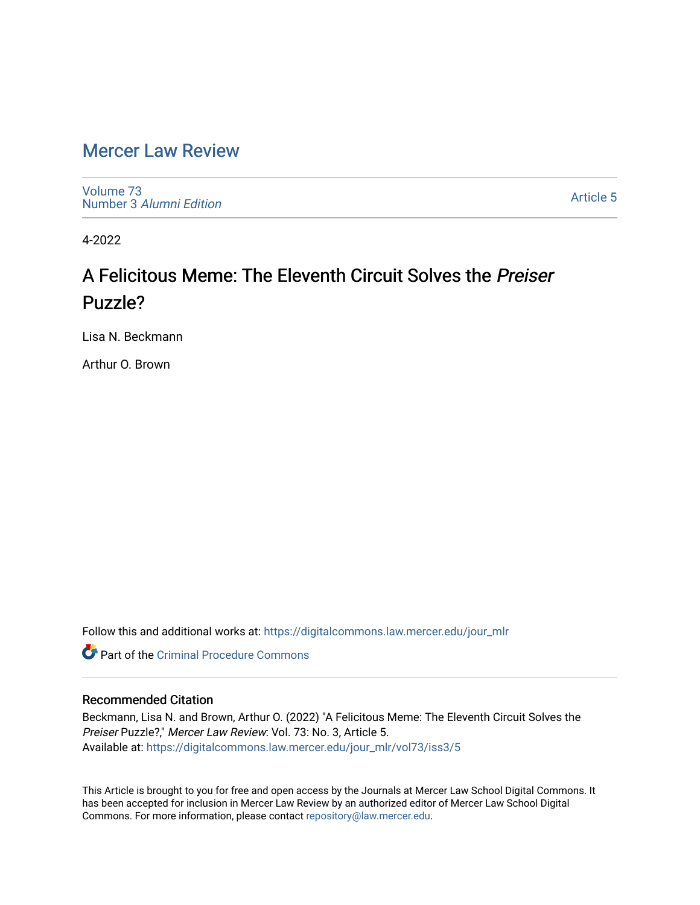# Mercer Law Review

Volume 73
Number 3 *Alumni Edition*

Article 5

4-2022

## A Felicitous Meme: The Eleventh Circuit Solves the *Preiser* Puzzle?

Lisa N. Beckmann

Arthur O. Brown

Follow this and additional works at: https://digitalcommons.law.mercer.edu/jour_mlr

Part of the Criminal Procedure Commons

### Recommended Citation

Beckmann, Lisa N. and Brown, Arthur O. (2022) "A Felicitous Meme: The Eleventh Circuit Solves the *Preiser* Puzzle?," *Mercer Law Review*: Vol. 73: No. 3, Article 5.
Available at: https://digitalcommons.law.mercer.edu/jour_mlr/vol73/iss3/5

This Article is brought to you for free and open access by the Journals at Mercer Law School Digital Commons. It has been accepted for inclusion in Mercer Law Review by an authorized editor of Mercer Law School Digital Commons. For more information, please contact repository@law.mercer.edu.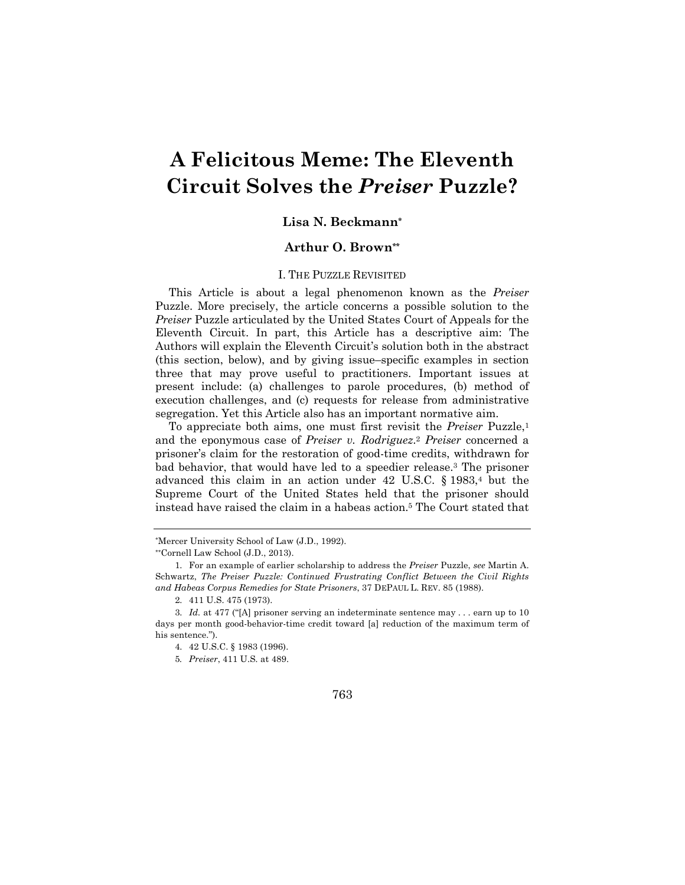# A Felicitous Meme: The Eleventh Circuit Solves the *Preiser* Puzzle?

**Lisa N. Beckmann***

**Arthur O. Brown****

## I. The Puzzle Revisited

This Article is about a legal phenomenon known as the *Preiser* Puzzle. More precisely, the article concerns a possible solution to the *Preiser* Puzzle articulated by the United States Court of Appeals for the Eleventh Circuit. In part, this Article has a descriptive aim: The Authors will explain the Eleventh Circuit's solution both in the abstract (this section, below), and by giving issue–specific examples in section three that may prove useful to practitioners. Important issues at present include: (a) challenges to parole procedures, (b) method of execution challenges, and (c) requests for release from administrative segregation. Yet this Article also has an important normative aim.

To appreciate both aims, one must first revisit the *Preiser* Puzzle,[1] and the eponymous case of *Preiser v. Rodriguez*.[2] *Preiser* concerned a prisoner's claim for the restoration of good-time credits, withdrawn for bad behavior, that would have led to a speedier release.[3] The prisoner advanced this claim in an action under 42 U.S.C. § 1983,[4] but the Supreme Court of the United States held that the prisoner should instead have raised the claim in a habeas action.[5] The Court stated that

---

*Mercer University School of Law (J.D., 1992).

**Cornell Law School (J.D., 2013).

1. For an example of earlier scholarship to address the *Preiser* Puzzle, *see* Martin A. Schwartz, *The Preiser Puzzle: Continued Frustrating Conflict Between the Civil Rights and Habeas Corpus Remedies for State Prisoners*, 37 DEPAUL L. REV. 85 (1988).

2. 411 U.S. 475 (1973).

3. *Id.* at 477 ("[A] prisoner serving an indeterminate sentence may . . . earn up to 10 days per month good-behavior-time credit toward [a] reduction of the maximum term of his sentence.").

4. 42 U.S.C. § 1983 (1996).

5. *Preiser*, 411 U.S. at 489.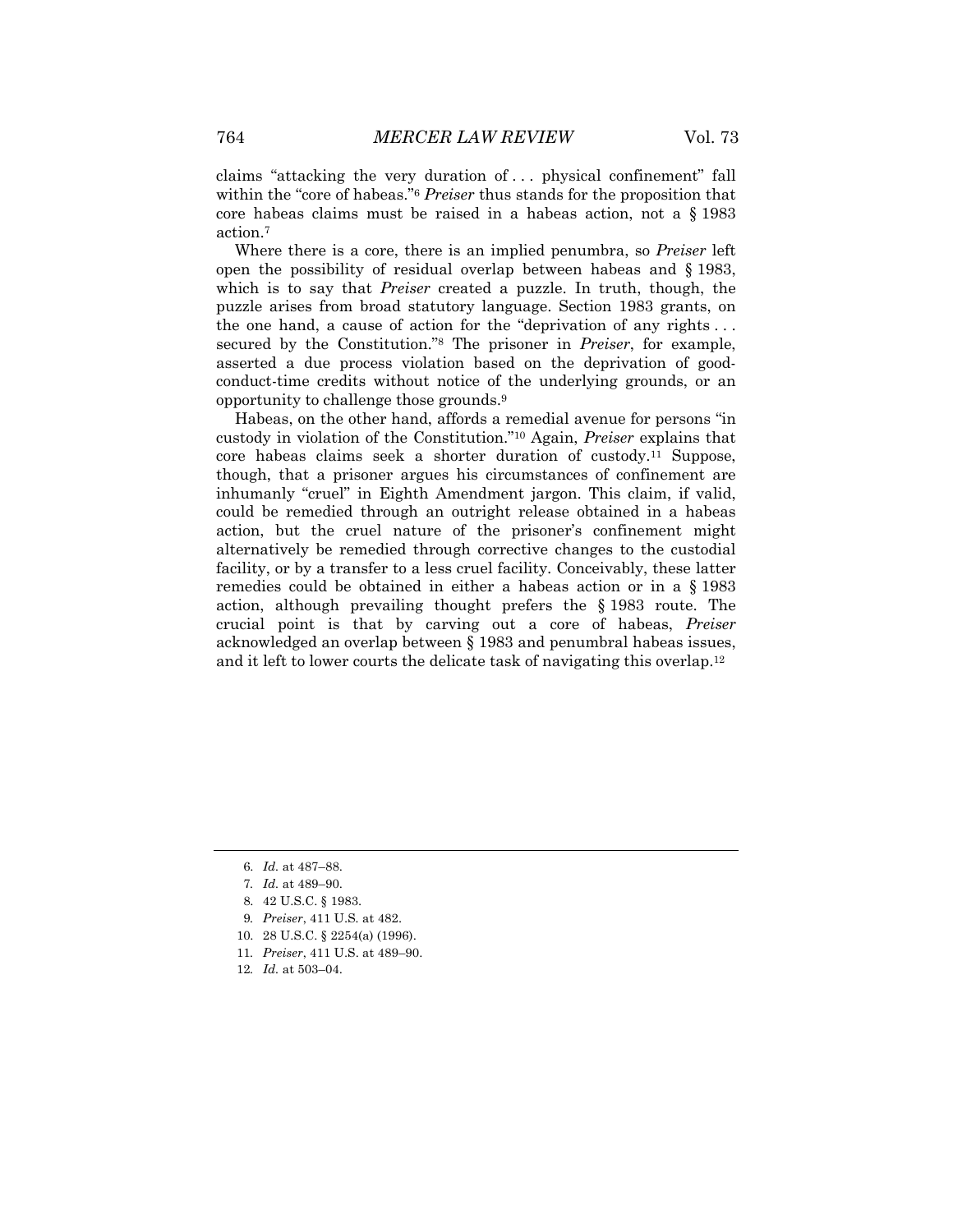claims "attacking the very duration of . . . physical confinement" fall within the "core of habeas."[6] *Preiser* thus stands for the proposition that core habeas claims must be raised in a habeas action, not a § 1983 action.[7]

Where there is a core, there is an implied penumbra, so *Preiser* left open the possibility of residual overlap between habeas and § 1983, which is to say that *Preiser* created a puzzle. In truth, though, the puzzle arises from broad statutory language. Section 1983 grants, on the one hand, a cause of action for the "deprivation of any rights . . . secured by the Constitution."[8] The prisoner in *Preiser*, for example, asserted a due process violation based on the deprivation of good-conduct-time credits without notice of the underlying grounds, or an opportunity to challenge those grounds.[9]

Habeas, on the other hand, affords a remedial avenue for persons "in custody in violation of the Constitution."[10] Again, *Preiser* explains that core habeas claims seek a shorter duration of custody.[11] Suppose, though, that a prisoner argues his circumstances of confinement are inhumanly "cruel" in Eighth Amendment jargon. This claim, if valid, could be remedied through an outright release obtained in a habeas action, but the cruel nature of the prisoner's confinement might alternatively be remedied through corrective changes to the custodial facility, or by a transfer to a less cruel facility. Conceivably, these latter remedies could be obtained in either a habeas action or in a § 1983 action, although prevailing thought prefers the § 1983 route. The crucial point is that by carving out a core of habeas, *Preiser* acknowledged an overlap between § 1983 and penumbral habeas issues, and it left to lower courts the delicate task of navigating this overlap.[12]

---

6. *Id.* at 487–88.
7. *Id.* at 489–90.
8. 42 U.S.C. § 1983.
9. *Preiser*, 411 U.S. at 482.
10. 28 U.S.C. § 2254(a) (1996).
11. *Preiser*, 411 U.S. at 489–90.
12. *Id.* at 503–04.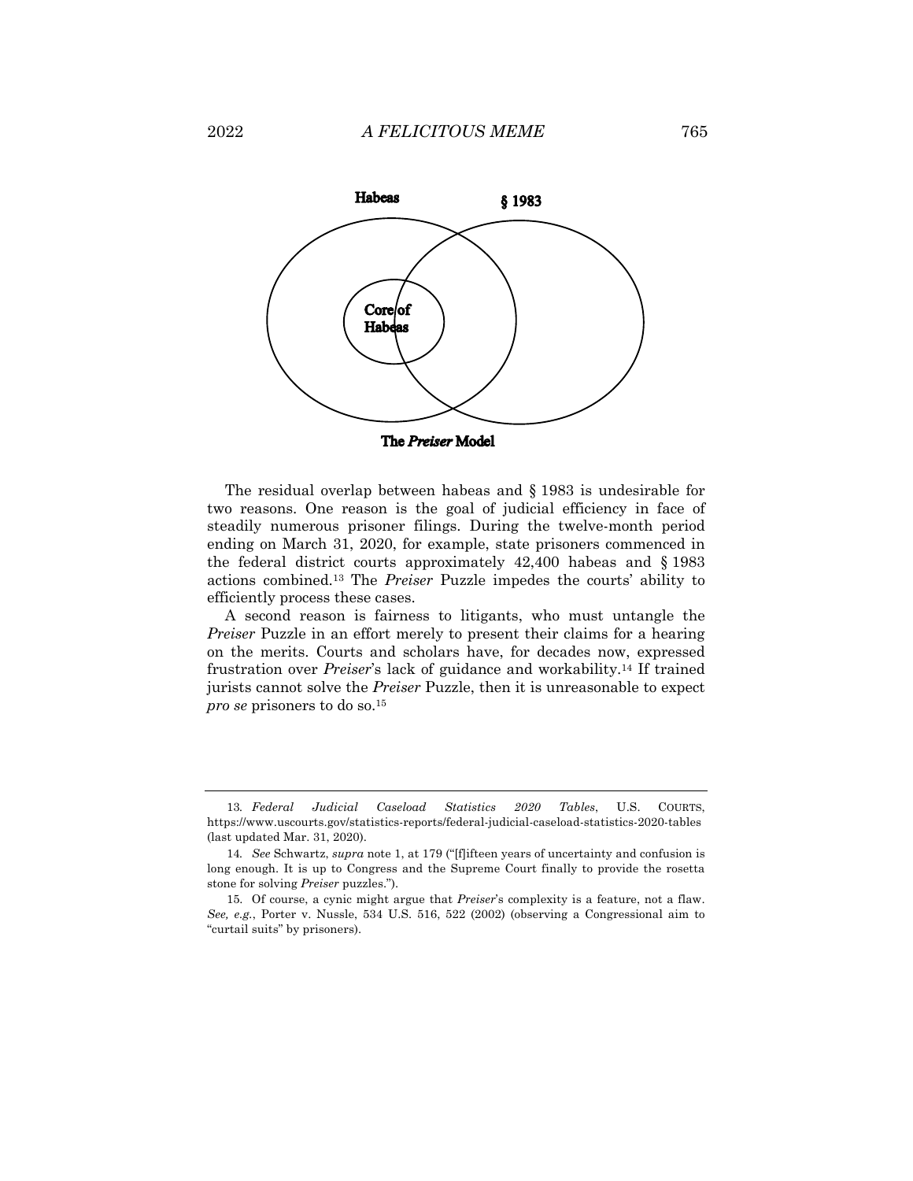Habeas

§ 1983

Core of Habeas

**The *Preiser* Model**

The residual overlap between habeas and § 1983 is undesirable for two reasons. One reason is the goal of judicial efficiency in face of steadily numerous prisoner filings. During the twelve-month period ending on March 31, 2020, for example, state prisoners commenced in the federal district courts approximately 42,400 habeas and § 1983 actions combined.[13] The *Preiser* Puzzle impedes the courts' ability to efficiently process these cases.

A second reason is fairness to litigants, who must untangle the *Preiser* Puzzle in an effort merely to present their claims for a hearing on the merits. Courts and scholars have, for decades now, expressed frustration over *Preiser*'s lack of guidance and workability.[14] If trained jurists cannot solve the *Preiser* Puzzle, then it is unreasonable to expect *pro se* prisoners to do so.[15]

---

13. *Federal Judicial Caseload Statistics 2020 Tables*, U.S. COURTS, https://www.uscourts.gov/statistics-reports/federal-judicial-caseload-statistics-2020-tables (last updated Mar. 31, 2020).

14. *See* Schwartz, *supra* note 1, at 179 ("[f]ifteen years of uncertainty and confusion is long enough. It is up to Congress and the Supreme Court finally to provide the rosetta stone for solving *Preiser* puzzles.").

15. Of course, a cynic might argue that *Preiser*'s complexity is a feature, not a flaw. *See, e.g.*, Porter v. Nussle, 534 U.S. 516, 522 (2002) (observing a Congressional aim to "curtail suits" by prisoners).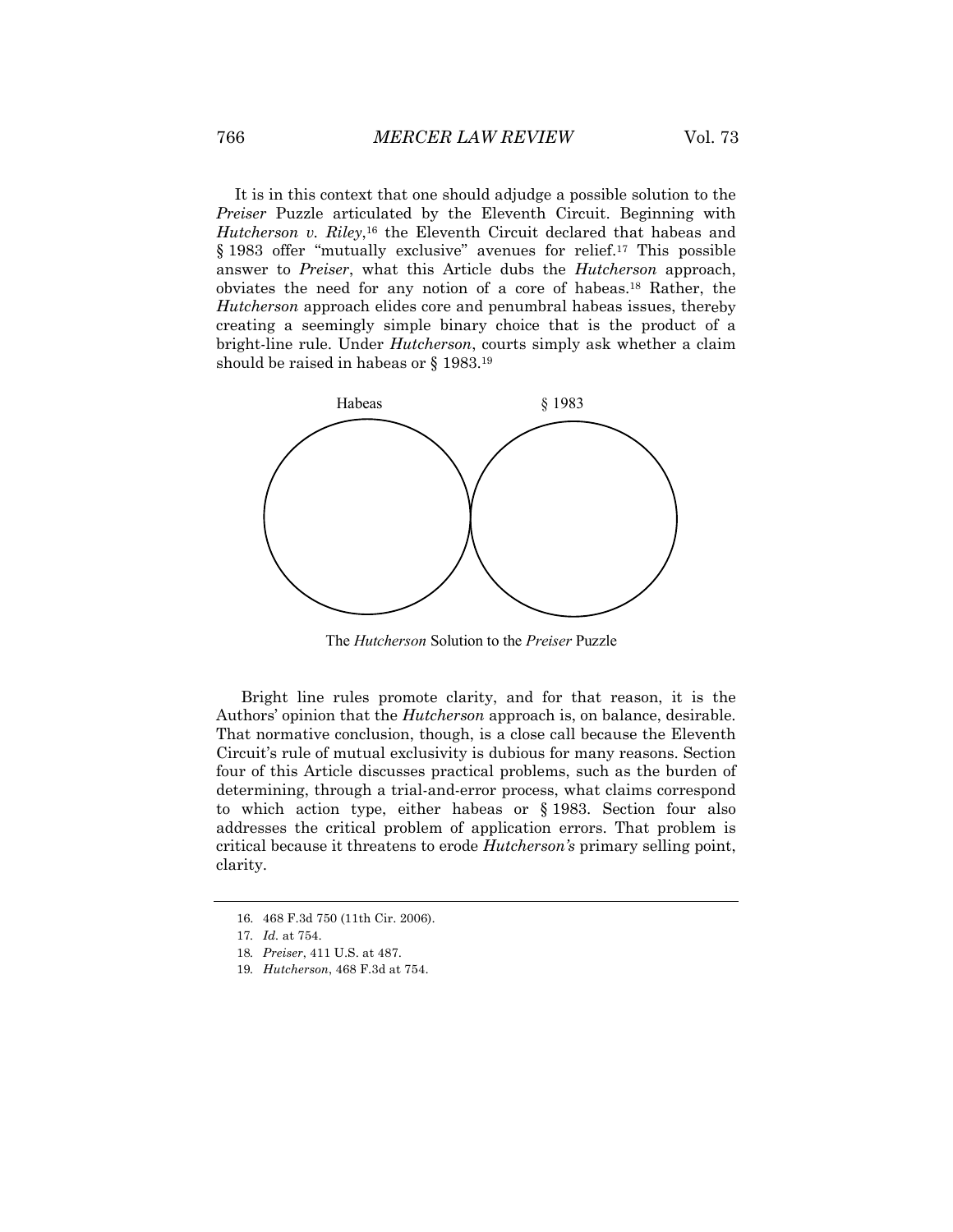It is in this context that one should adjudge a possible solution to the *Preiser* Puzzle articulated by the Eleventh Circuit. Beginning with *Hutcherson v. Riley*,[16] the Eleventh Circuit declared that habeas and § 1983 offer "mutually exclusive" avenues for relief.[17] This possible answer to *Preiser*, what this Article dubs the *Hutcherson* approach, obviates the need for any notion of a core of habeas.[18] Rather, the *Hutcherson* approach elides core and penumbral habeas issues, thereby creating a seemingly simple binary choice that is the product of a bright-line rule. Under *Hutcherson*, courts simply ask whether a claim should be raised in habeas or § 1983.[19]

Habeas § 1983

The *Hutcherson* Solution to the *Preiser* Puzzle

Bright line rules promote clarity, and for that reason, it is the Authors' opinion that the *Hutcherson* approach is, on balance, desirable. That normative conclusion, though, is a close call because the Eleventh Circuit's rule of mutual exclusivity is dubious for many reasons. Section four of this Article discusses practical problems, such as the burden of determining, through a trial-and-error process, what claims correspond to which action type, either habeas or § 1983. Section four also addresses the critical problem of application errors. That problem is critical because it threatens to erode *Hutcherson's* primary selling point, clarity.

---

16. 468 F.3d 750 (11th Cir. 2006).

17. *Id.* at 754.

18. *Preiser*, 411 U.S. at 487.

19. *Hutcherson*, 468 F.3d at 754.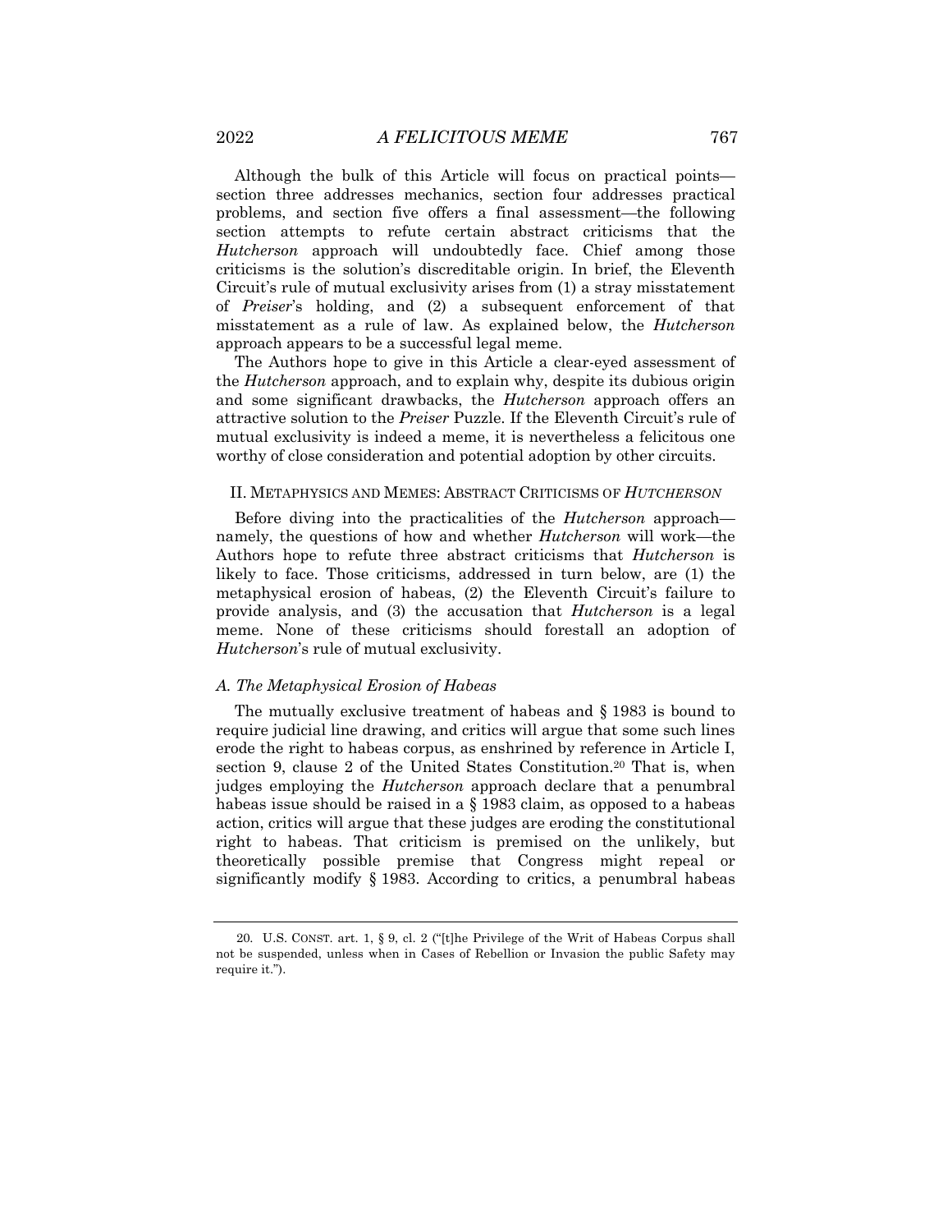Although the bulk of this Article will focus on practical points—section three addresses mechanics, section four addresses practical problems, and section five offers a final assessment—the following section attempts to refute certain abstract criticisms that the *Hutcherson* approach will undoubtedly face. Chief among those criticisms is the solution's discreditable origin. In brief, the Eleventh Circuit's rule of mutual exclusivity arises from (1) a stray misstatement of *Preiser*'s holding, and (2) a subsequent enforcement of that misstatement as a rule of law. As explained below, the *Hutcherson* approach appears to be a successful legal meme.

The Authors hope to give in this Article a clear-eyed assessment of the *Hutcherson* approach, and to explain why, despite its dubious origin and some significant drawbacks, the *Hutcherson* approach offers an attractive solution to the *Preiser* Puzzle. If the Eleventh Circuit's rule of mutual exclusivity is indeed a meme, it is nevertheless a felicitous one worthy of close consideration and potential adoption by other circuits.

## II. METAPHYSICS AND MEMES: ABSTRACT CRITICISMS OF *HUTCHERSON*

Before diving into the practicalities of the *Hutcherson* approach—namely, the questions of how and whether *Hutcherson* will work—the Authors hope to refute three abstract criticisms that *Hutcherson* is likely to face. Those criticisms, addressed in turn below, are (1) the metaphysical erosion of habeas, (2) the Eleventh Circuit's failure to provide analysis, and (3) the accusation that *Hutcherson* is a legal meme. None of these criticisms should forestall an adoption of *Hutcherson*'s rule of mutual exclusivity.

### *A. The Metaphysical Erosion of Habeas*

The mutually exclusive treatment of habeas and § 1983 is bound to require judicial line drawing, and critics will argue that some such lines erode the right to habeas corpus, as enshrined by reference in Article I, section 9, clause 2 of the United States Constitution.[20] That is, when judges employing the *Hutcherson* approach declare that a penumbral habeas issue should be raised in a § 1983 claim, as opposed to a habeas action, critics will argue that these judges are eroding the constitutional right to habeas. That criticism is premised on the unlikely, but theoretically possible premise that Congress might repeal or significantly modify § 1983. According to critics, a penumbral habeas

---

20. U.S. CONST. art. 1, § 9, cl. 2 ("[t]he Privilege of the Writ of Habeas Corpus shall not be suspended, unless when in Cases of Rebellion or Invasion the public Safety may require it.").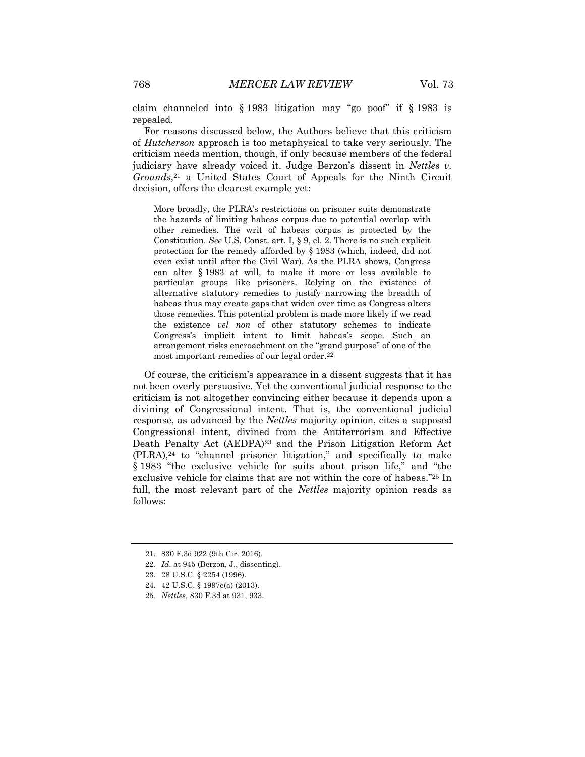claim channeled into § 1983 litigation may "go poof" if § 1983 is repealed.

For reasons discussed below, the Authors believe that this criticism of *Hutcherson* approach is too metaphysical to take very seriously. The criticism needs mention, though, if only because members of the federal judiciary have already voiced it. Judge Berzon's dissent in *Nettles v. Grounds*,[21] a United States Court of Appeals for the Ninth Circuit decision, offers the clearest example yet:

> More broadly, the PLRA's restrictions on prisoner suits demonstrate the hazards of limiting habeas corpus due to potential overlap with other remedies. The writ of habeas corpus is protected by the Constitution. *See* U.S. Const. art. I, § 9, cl. 2. There is no such explicit protection for the remedy afforded by § 1983 (which, indeed, did not even exist until after the Civil War). As the PLRA shows, Congress can alter § 1983 at will, to make it more or less available to particular groups like prisoners. Relying on the existence of alternative statutory remedies to justify narrowing the breadth of habeas thus may create gaps that widen over time as Congress alters those remedies. This potential problem is made more likely if we read the existence *vel non* of other statutory schemes to indicate Congress's implicit intent to limit habeas's scope. Such an arrangement risks encroachment on the "grand purpose" of one of the most important remedies of our legal order.[22]

Of course, the criticism's appearance in a dissent suggests that it has not been overly persuasive. Yet the conventional judicial response to the criticism is not altogether convincing either because it depends upon a divining of Congressional intent. That is, the conventional judicial response, as advanced by the *Nettles* majority opinion, cites a supposed Congressional intent, divined from the Antiterrorism and Effective Death Penalty Act (AEDPA)[23] and the Prison Litigation Reform Act (PLRA),[24] to "channel prisoner litigation," and specifically to make § 1983 "the exclusive vehicle for suits about prison life," and "the exclusive vehicle for claims that are not within the core of habeas."[25] In full, the most relevant part of the *Nettles* majority opinion reads as follows:

---

21. 830 F.3d 922 (9th Cir. 2016).

22. *Id*. at 945 (Berzon, J., dissenting).

23. 28 U.S.C. § 2254 (1996).

24. 42 U.S.C. § 1997e(a) (2013).

25. *Nettles*, 830 F.3d at 931, 933.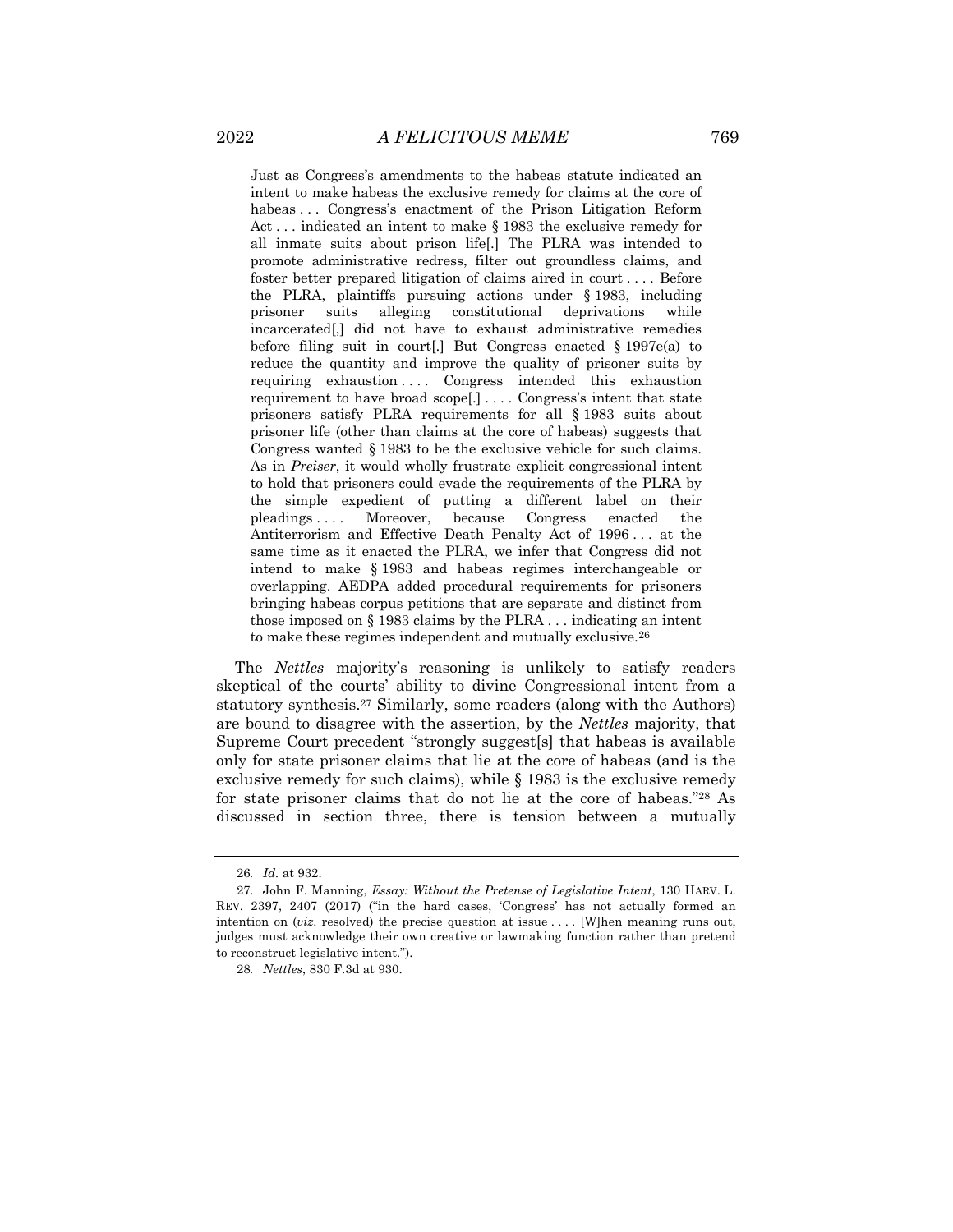> Just as Congress's amendments to the habeas statute indicated an intent to make habeas the exclusive remedy for claims at the core of habeas . . . Congress's enactment of the Prison Litigation Reform Act . . . indicated an intent to make § 1983 the exclusive remedy for all inmate suits about prison life[.] The PLRA was intended to promote administrative redress, filter out groundless claims, and foster better prepared litigation of claims aired in court . . . . Before the PLRA, plaintiffs pursuing actions under § 1983, including prisoner suits alleging constitutional deprivations while incarcerated[,] did not have to exhaust administrative remedies before filing suit in court[.] But Congress enacted § 1997e(a) to reduce the quantity and improve the quality of prisoner suits by requiring exhaustion . . . . Congress intended this exhaustion requirement to have broad scope[.] . . . . Congress's intent that state prisoners satisfy PLRA requirements for all § 1983 suits about prisoner life (other than claims at the core of habeas) suggests that Congress wanted § 1983 to be the exclusive vehicle for such claims. As in *Preiser*, it would wholly frustrate explicit congressional intent to hold that prisoners could evade the requirements of the PLRA by the simple expedient of putting a different label on their pleadings . . . . Moreover, because Congress enacted the Antiterrorism and Effective Death Penalty Act of 1996 . . . at the same time as it enacted the PLRA, we infer that Congress did not intend to make § 1983 and habeas regimes interchangeable or overlapping. AEDPA added procedural requirements for prisoners bringing habeas corpus petitions that are separate and distinct from those imposed on § 1983 claims by the PLRA . . . indicating an intent to make these regimes independent and mutually exclusive.[26]

The *Nettles* majority's reasoning is unlikely to satisfy readers skeptical of the courts' ability to divine Congressional intent from a statutory synthesis.[27] Similarly, some readers (along with the Authors) are bound to disagree with the assertion, by the *Nettles* majority, that Supreme Court precedent "strongly suggest[s] that habeas is available only for state prisoner claims that lie at the core of habeas (and is the exclusive remedy for such claims), while § 1983 is the exclusive remedy for state prisoner claims that do not lie at the core of habeas."[28] As discussed in section three, there is tension between a mutually

---

26. *Id.* at 932.

27. John F. Manning, *Essay: Without the Pretense of Legislative Intent*, 130 HARV. L. REV. 2397, 2407 (2017) ("in the hard cases, 'Congress' has not actually formed an intention on (*viz.* resolved) the precise question at issue . . . . [W]hen meaning runs out, judges must acknowledge their own creative or lawmaking function rather than pretend to reconstruct legislative intent.").

28. *Nettles*, 830 F.3d at 930.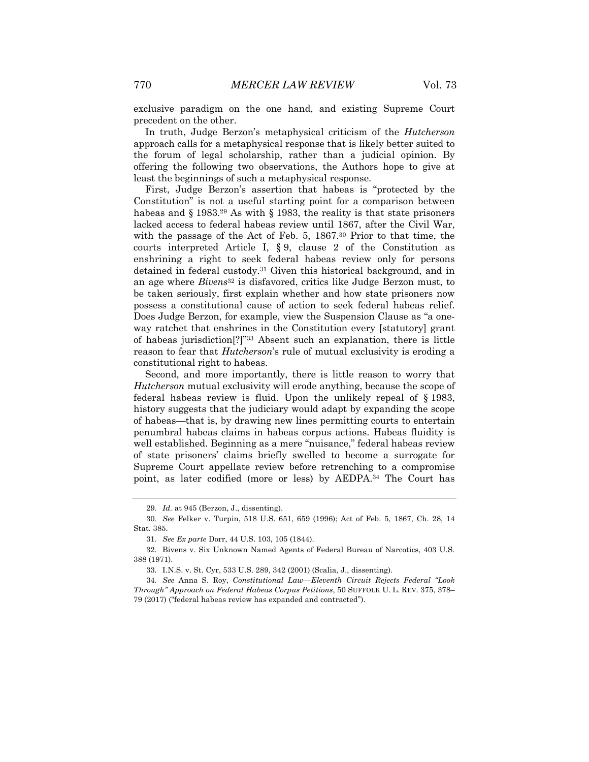exclusive paradigm on the one hand, and existing Supreme Court precedent on the other.

In truth, Judge Berzon's metaphysical criticism of the *Hutcherson* approach calls for a metaphysical response that is likely better suited to the forum of legal scholarship, rather than a judicial opinion. By offering the following two observations, the Authors hope to give at least the beginnings of such a metaphysical response.

First, Judge Berzon's assertion that habeas is "protected by the Constitution" is not a useful starting point for a comparison between habeas and § 1983.[29] As with § 1983, the reality is that state prisoners lacked access to federal habeas review until 1867, after the Civil War, with the passage of the Act of Feb. 5, 1867.[30] Prior to that time, the courts interpreted Article I, § 9, clause 2 of the Constitution as enshrining a right to seek federal habeas review only for persons detained in federal custody.[31] Given this historical background, and in an age where *Bivens*[32] is disfavored, critics like Judge Berzon must, to be taken seriously, first explain whether and how state prisoners now possess a constitutional cause of action to seek federal habeas relief. Does Judge Berzon, for example, view the Suspension Clause as "a one-way ratchet that enshrines in the Constitution every [statutory] grant of habeas jurisdiction[?]"[33] Absent such an explanation, there is little reason to fear that *Hutcherson*'s rule of mutual exclusivity is eroding a constitutional right to habeas.

Second, and more importantly, there is little reason to worry that *Hutcherson* mutual exclusivity will erode anything, because the scope of federal habeas review is fluid. Upon the unlikely repeal of § 1983, history suggests that the judiciary would adapt by expanding the scope of habeas—that is, by drawing new lines permitting courts to entertain penumbral habeas claims in habeas corpus actions. Habeas fluidity is well established. Beginning as a mere "nuisance," federal habeas review of state prisoners' claims briefly swelled to become a surrogate for Supreme Court appellate review before retrenching to a compromise point, as later codified (more or less) by AEDPA.[34] The Court has

---

29. *Id.* at 945 (Berzon, J., dissenting).

30. *See* Felker v. Turpin, 518 U.S. 651, 659 (1996); Act of Feb. 5, 1867, Ch. 28, 14 Stat. 385.

31. *See Ex parte* Dorr, 44 U.S. 103, 105 (1844).

32. Bivens v. Six Unknown Named Agents of Federal Bureau of Narcotics, 403 U.S. 388 (1971).

33. I.N.S. v. St. Cyr, 533 U.S. 289, 342 (2001) (Scalia, J., dissenting).

34. *See* Anna S. Roy, *Constitutional Law—Eleventh Circuit Rejects Federal "Look Through" Approach on Federal Habeas Corpus Petitions*, 50 SUFFOLK U. L. REV. 375, 378–79 (2017) ("federal habeas review has expanded and contracted").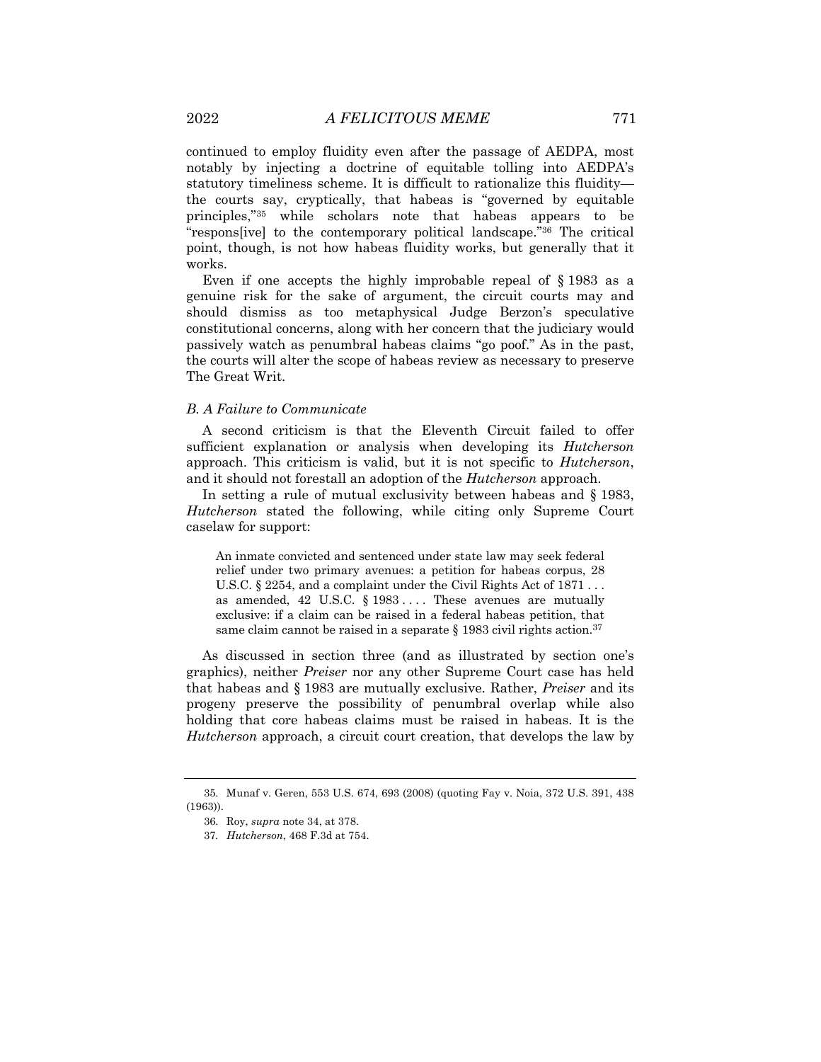continued to employ fluidity even after the passage of AEDPA, most notably by injecting a doctrine of equitable tolling into AEDPA's statutory timeliness scheme. It is difficult to rationalize this fluidity—the courts say, cryptically, that habeas is "governed by equitable principles,"[35] while scholars note that habeas appears to be "respons[ive] to the contemporary political landscape."[36] The critical point, though, is not how habeas fluidity works, but generally that it works.

Even if one accepts the highly improbable repeal of § 1983 as a genuine risk for the sake of argument, the circuit courts may and should dismiss as too metaphysical Judge Berzon's speculative constitutional concerns, along with her concern that the judiciary would passively watch as penumbral habeas claims "go poof." As in the past, the courts will alter the scope of habeas review as necessary to preserve The Great Writ.

### *B. A Failure to Communicate*

A second criticism is that the Eleventh Circuit failed to offer sufficient explanation or analysis when developing its *Hutcherson* approach. This criticism is valid, but it is not specific to *Hutcherson*, and it should not forestall an adoption of the *Hutcherson* approach.

In setting a rule of mutual exclusivity between habeas and § 1983, *Hutcherson* stated the following, while citing only Supreme Court caselaw for support:

> An inmate convicted and sentenced under state law may seek federal relief under two primary avenues: a petition for habeas corpus, 28 U.S.C. § 2254, and a complaint under the Civil Rights Act of 1871 . . . as amended, 42 U.S.C. § 1983 . . . . These avenues are mutually exclusive: if a claim can be raised in a federal habeas petition, that same claim cannot be raised in a separate § 1983 civil rights action.[37]

As discussed in section three (and as illustrated by section one's graphics), neither *Preiser* nor any other Supreme Court case has held that habeas and § 1983 are mutually exclusive. Rather, *Preiser* and its progeny preserve the possibility of penumbral overlap while also holding that core habeas claims must be raised in habeas. It is the *Hutcherson* approach, a circuit court creation, that develops the law by

35. Munaf v. Geren, 553 U.S. 674, 693 (2008) (quoting Fay v. Noia, 372 U.S. 391, 438 (1963)).

36. Roy, *supra* note 34, at 378.

37. *Hutcherson*, 468 F.3d at 754.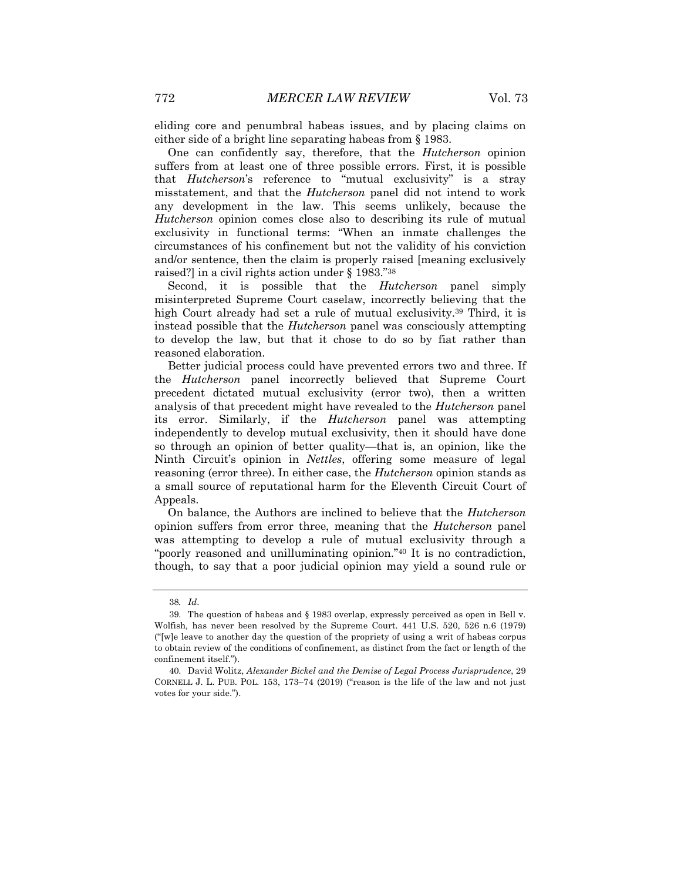eliding core and penumbral habeas issues, and by placing claims on either side of a bright line separating habeas from § 1983.

One can confidently say, therefore, that the *Hutcherson* opinion suffers from at least one of three possible errors. First, it is possible that *Hutcherson*'s reference to "mutual exclusivity" is a stray misstatement, and that the *Hutcherson* panel did not intend to work any development in the law. This seems unlikely, because the *Hutcherson* opinion comes close also to describing its rule of mutual exclusivity in functional terms: "When an inmate challenges the circumstances of his confinement but not the validity of his conviction and/or sentence, then the claim is properly raised [meaning exclusively raised?] in a civil rights action under § 1983."[38]

Second, it is possible that the *Hutcherson* panel simply misinterpreted Supreme Court caselaw, incorrectly believing that the high Court already had set a rule of mutual exclusivity.[39] Third, it is instead possible that the *Hutcherson* panel was consciously attempting to develop the law, but that it chose to do so by fiat rather than reasoned elaboration.

Better judicial process could have prevented errors two and three. If the *Hutcherson* panel incorrectly believed that Supreme Court precedent dictated mutual exclusivity (error two), then a written analysis of that precedent might have revealed to the *Hutcherson* panel its error. Similarly, if the *Hutcherson* panel was attempting independently to develop mutual exclusivity, then it should have done so through an opinion of better quality—that is, an opinion, like the Ninth Circuit's opinion in *Nettles*, offering some measure of legal reasoning (error three). In either case, the *Hutcherson* opinion stands as a small source of reputational harm for the Eleventh Circuit Court of Appeals.

On balance, the Authors are inclined to believe that the *Hutcherson* opinion suffers from error three, meaning that the *Hutcherson* panel was attempting to develop a rule of mutual exclusivity through a "poorly reasoned and unilluminating opinion."[40] It is no contradiction, though, to say that a poor judicial opinion may yield a sound rule or

---

38. *Id*.

39. The question of habeas and § 1983 overlap, expressly perceived as open in Bell v. Wolfish, has never been resolved by the Supreme Court. 441 U.S. 520, 526 n.6 (1979) ("[w]e leave to another day the question of the propriety of using a writ of habeas corpus to obtain review of the conditions of confinement, as distinct from the fact or length of the confinement itself.").

40. David Wolitz, *Alexander Bickel and the Demise of Legal Process Jurisprudence*, 29 CORNELL J. L. PUB. POL. 153, 173–74 (2019) ("reason is the life of the law and not just votes for your side.").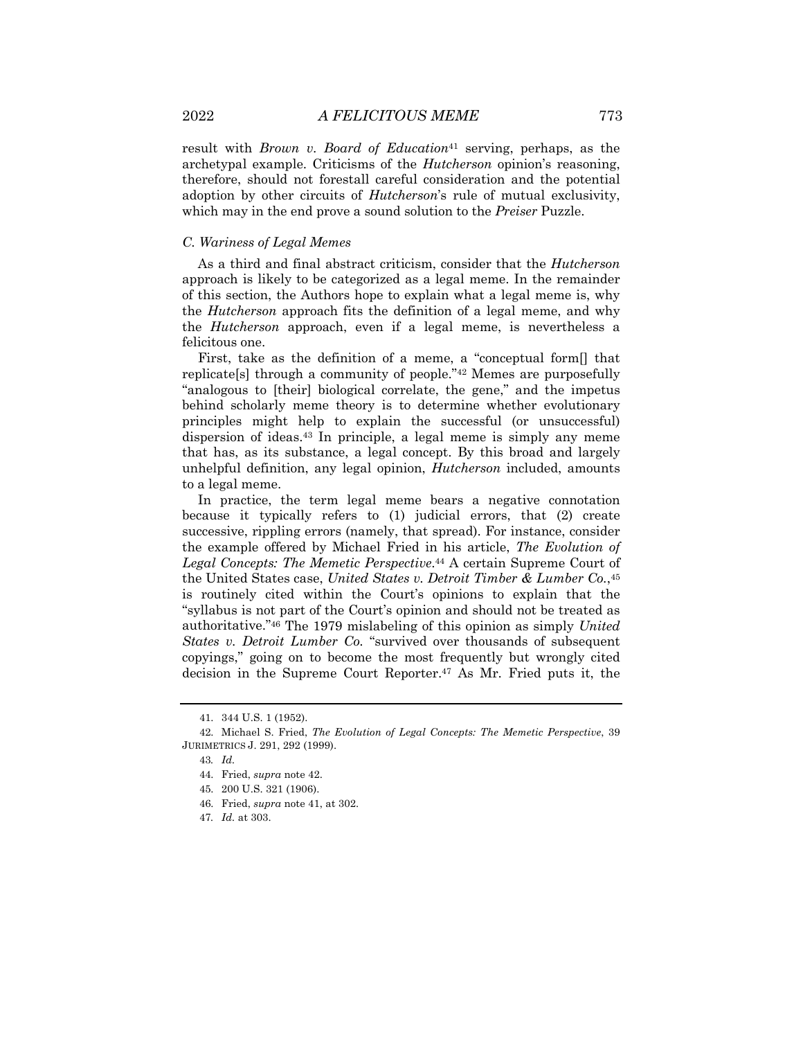result with *Brown v. Board of Education*[41] serving, perhaps, as the archetypal example. Criticisms of the *Hutcherson* opinion's reasoning, therefore, should not forestall careful consideration and the potential adoption by other circuits of *Hutcherson*'s rule of mutual exclusivity, which may in the end prove a sound solution to the *Preiser* Puzzle.

### *C. Wariness of Legal Memes*

As a third and final abstract criticism, consider that the *Hutcherson* approach is likely to be categorized as a legal meme. In the remainder of this section, the Authors hope to explain what a legal meme is, why the *Hutcherson* approach fits the definition of a legal meme, and why the *Hutcherson* approach, even if a legal meme, is nevertheless a felicitous one.

First, take as the definition of a meme, a "conceptual form[] that replicate[s] through a community of people."[42] Memes are purposefully "analogous to [their] biological correlate, the gene," and the impetus behind scholarly meme theory is to determine whether evolutionary principles might help to explain the successful (or unsuccessful) dispersion of ideas.[43] In principle, a legal meme is simply any meme that has, as its substance, a legal concept. By this broad and largely unhelpful definition, any legal opinion, *Hutcherson* included, amounts to a legal meme.

In practice, the term legal meme bears a negative connotation because it typically refers to (1) judicial errors, that (2) create successive, rippling errors (namely, that spread). For instance, consider the example offered by Michael Fried in his article, *The Evolution of Legal Concepts: The Memetic Perspective*.[44] A certain Supreme Court of the United States case, *United States v. Detroit Timber & Lumber Co.*,[45] is routinely cited within the Court's opinions to explain that the "syllabus is not part of the Court's opinion and should not be treated as authoritative."[46] The 1979 mislabeling of this opinion as simply *United States v. Detroit Lumber Co.* "survived over thousands of subsequent copyings," going on to become the most frequently but wrongly cited decision in the Supreme Court Reporter.[47] As Mr. Fried puts it, the

---

41. 344 U.S. 1 (1952).

42. Michael S. Fried, *The Evolution of Legal Concepts: The Memetic Perspective*, 39 JURIMETRICS J. 291, 292 (1999).

43. *Id.*

44. Fried, *supra* note 42.

45. 200 U.S. 321 (1906).

46. Fried, *supra* note 41, at 302.

47. *Id.* at 303.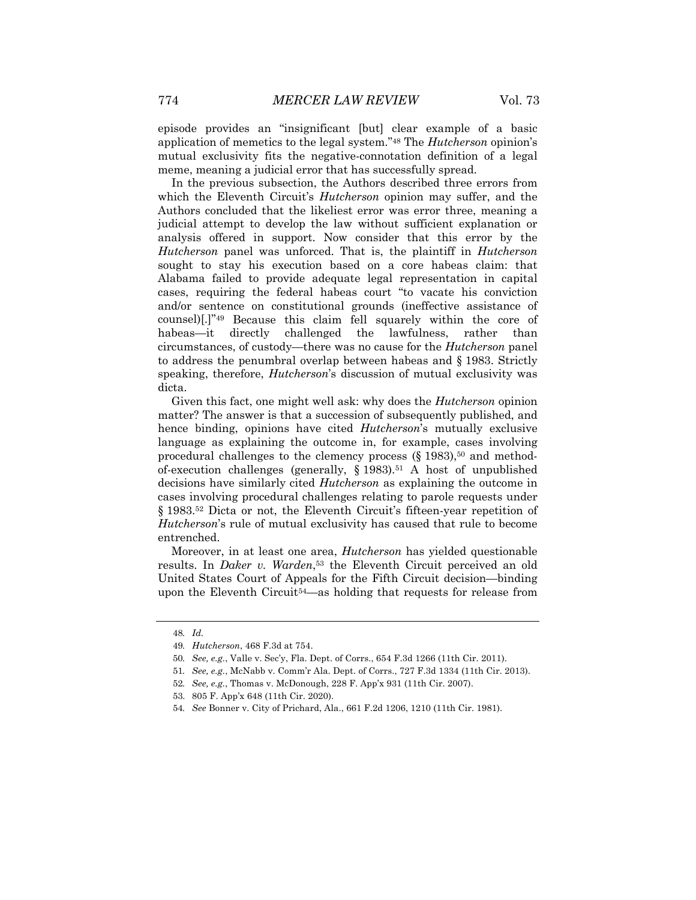episode provides an "insignificant [but] clear example of a basic application of memetics to the legal system."[48] The *Hutcherson* opinion's mutual exclusivity fits the negative-connotation definition of a legal meme, meaning a judicial error that has successfully spread.

In the previous subsection, the Authors described three errors from which the Eleventh Circuit's *Hutcherson* opinion may suffer, and the Authors concluded that the likeliest error was error three, meaning a judicial attempt to develop the law without sufficient explanation or analysis offered in support. Now consider that this error by the *Hutcherson* panel was unforced. That is, the plaintiff in *Hutcherson* sought to stay his execution based on a core habeas claim: that Alabama failed to provide adequate legal representation in capital cases, requiring the federal habeas court "to vacate his conviction and/or sentence on constitutional grounds (ineffective assistance of counsel)[.]"[49] Because this claim fell squarely within the core of habeas—it directly challenged the lawfulness, rather than circumstances, of custody—there was no cause for the *Hutcherson* panel to address the penumbral overlap between habeas and § 1983. Strictly speaking, therefore, *Hutcherson*'s discussion of mutual exclusivity was dicta.

Given this fact, one might well ask: why does the *Hutcherson* opinion matter? The answer is that a succession of subsequently published, and hence binding, opinions have cited *Hutcherson*'s mutually exclusive language as explaining the outcome in, for example, cases involving procedural challenges to the clemency process (§ 1983),[50] and method-of-execution challenges (generally, § 1983).[51] A host of unpublished decisions have similarly cited *Hutcherson* as explaining the outcome in cases involving procedural challenges relating to parole requests under § 1983.[52] Dicta or not, the Eleventh Circuit's fifteen-year repetition of *Hutcherson*'s rule of mutual exclusivity has caused that rule to become entrenched.

Moreover, in at least one area, *Hutcherson* has yielded questionable results. In *Daker v. Warden*,[53] the Eleventh Circuit perceived an old United States Court of Appeals for the Fifth Circuit decision—binding upon the Eleventh Circuit[54]—as holding that requests for release from

---

48. *Id.*

49. *Hutcherson*, 468 F.3d at 754.

50. *See, e.g.*, Valle v. Sec'y, Fla. Dept. of Corrs., 654 F.3d 1266 (11th Cir. 2011).

51. *See, e.g.*, McNabb v. Comm'r Ala. Dept. of Corrs., 727 F.3d 1334 (11th Cir. 2013).

52. *See, e.g.*, Thomas v. McDonough, 228 F. App'x 931 (11th Cir. 2007).

53. 805 F. App'x 648 (11th Cir. 2020).

54. *See* Bonner v. City of Prichard, Ala., 661 F.2d 1206, 1210 (11th Cir. 1981).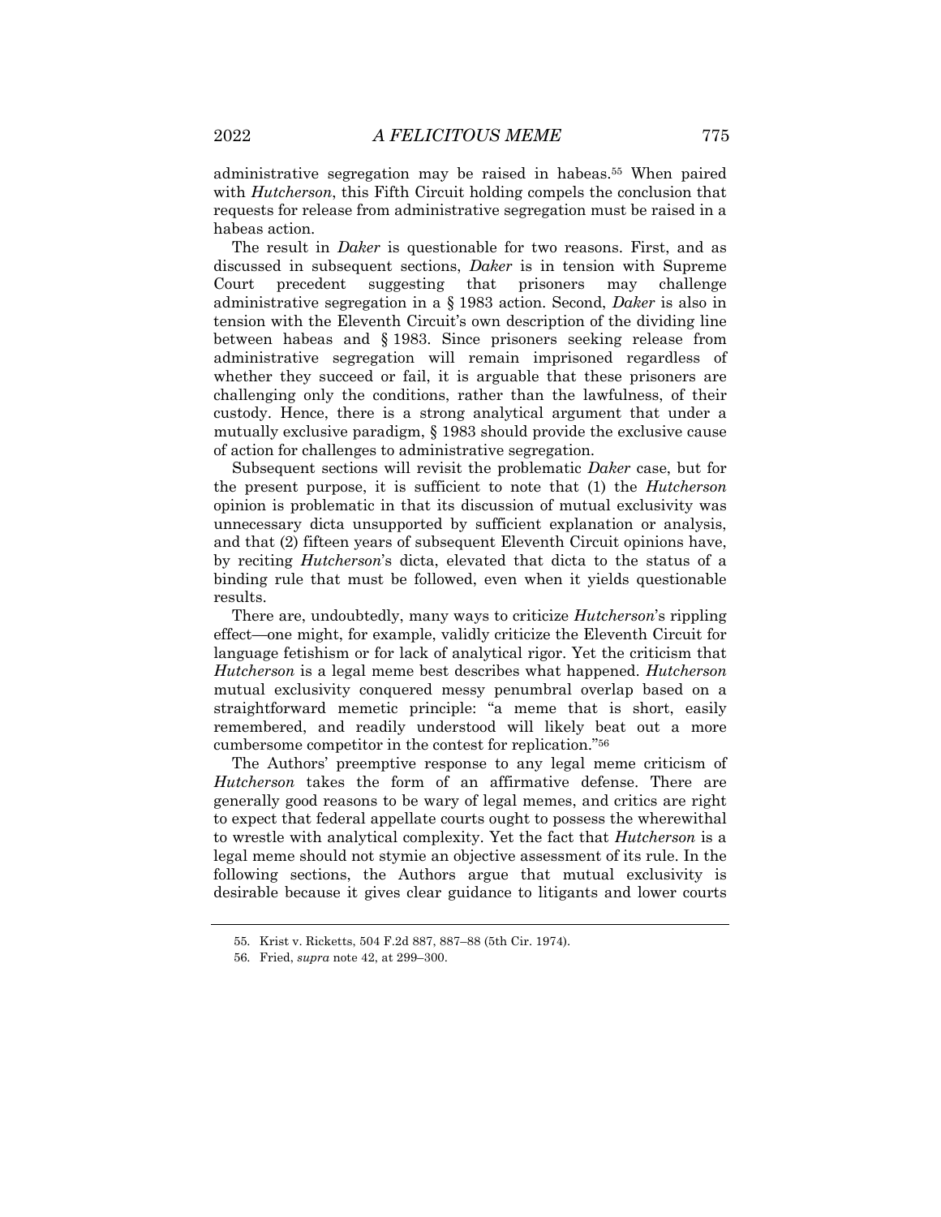administrative segregation may be raised in habeas.[55] When paired with *Hutcherson*, this Fifth Circuit holding compels the conclusion that requests for release from administrative segregation must be raised in a habeas action.

The result in *Daker* is questionable for two reasons. First, and as discussed in subsequent sections, *Daker* is in tension with Supreme Court precedent suggesting that prisoners may challenge administrative segregation in a § 1983 action. Second, *Daker* is also in tension with the Eleventh Circuit's own description of the dividing line between habeas and § 1983. Since prisoners seeking release from administrative segregation will remain imprisoned regardless of whether they succeed or fail, it is arguable that these prisoners are challenging only the conditions, rather than the lawfulness, of their custody. Hence, there is a strong analytical argument that under a mutually exclusive paradigm, § 1983 should provide the exclusive cause of action for challenges to administrative segregation.

Subsequent sections will revisit the problematic *Daker* case, but for the present purpose, it is sufficient to note that (1) the *Hutcherson* opinion is problematic in that its discussion of mutual exclusivity was unnecessary dicta unsupported by sufficient explanation or analysis, and that (2) fifteen years of subsequent Eleventh Circuit opinions have, by reciting *Hutcherson*'s dicta, elevated that dicta to the status of a binding rule that must be followed, even when it yields questionable results.

There are, undoubtedly, many ways to criticize *Hutcherson*'s rippling effect—one might, for example, validly criticize the Eleventh Circuit for language fetishism or for lack of analytical rigor. Yet the criticism that *Hutcherson* is a legal meme best describes what happened. *Hutcherson* mutual exclusivity conquered messy penumbral overlap based on a straightforward memetic principle: "a meme that is short, easily remembered, and readily understood will likely beat out a more cumbersome competitor in the contest for replication."[56]

The Authors' preemptive response to any legal meme criticism of *Hutcherson* takes the form of an affirmative defense. There are generally good reasons to be wary of legal memes, and critics are right to expect that federal appellate courts ought to possess the wherewithal to wrestle with analytical complexity. Yet the fact that *Hutcherson* is a legal meme should not stymie an objective assessment of its rule. In the following sections, the Authors argue that mutual exclusivity is desirable because it gives clear guidance to litigants and lower courts

---

55. Krist v. Ricketts, 504 F.2d 887, 887–88 (5th Cir. 1974).

56. Fried, *supra* note 42, at 299–300.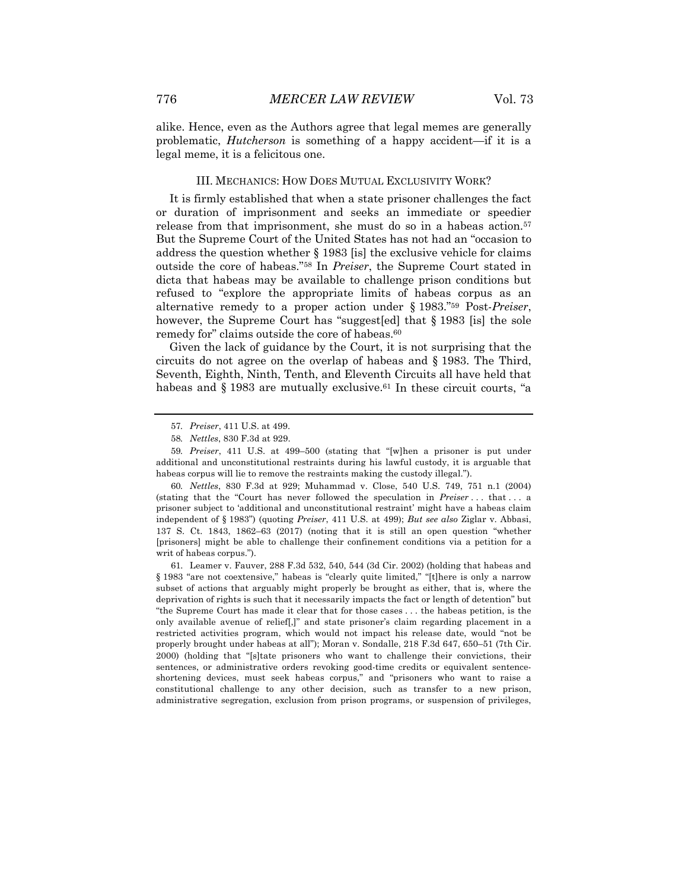alike. Hence, even as the Authors agree that legal memes are generally problematic, *Hutcherson* is something of a happy accident—if it is a legal meme, it is a felicitous one.

### III. MECHANICS: HOW DOES MUTUAL EXCLUSIVITY WORK?

It is firmly established that when a state prisoner challenges the fact or duration of imprisonment and seeks an immediate or speedier release from that imprisonment, she must do so in a habeas action.[57] But the Supreme Court of the United States has not had an "occasion to address the question whether § 1983 [is] the exclusive vehicle for claims outside the core of habeas."[58] In *Preiser*, the Supreme Court stated in dicta that habeas may be available to challenge prison conditions but refused to "explore the appropriate limits of habeas corpus as an alternative remedy to a proper action under § 1983."[59] Post-*Preiser*, however, the Supreme Court has "suggest[ed] that § 1983 [is] the sole remedy for" claims outside the core of habeas.[60]

Given the lack of guidance by the Court, it is not surprising that the circuits do not agree on the overlap of habeas and § 1983. The Third, Seventh, Eighth, Ninth, Tenth, and Eleventh Circuits all have held that habeas and § 1983 are mutually exclusive.[61] In these circuit courts, "a

---

57. *Preiser*, 411 U.S. at 499.

58. *Nettles*, 830 F.3d at 929.

59. *Preiser*, 411 U.S. at 499–500 (stating that "[w]hen a prisoner is put under additional and unconstitutional restraints during his lawful custody, it is arguable that habeas corpus will lie to remove the restraints making the custody illegal.").

60. *Nettles*, 830 F.3d at 929; Muhammad v. Close, 540 U.S. 749, 751 n.1 (2004) (stating that the "Court has never followed the speculation in *Preiser* . . . that . . . a prisoner subject to 'additional and unconstitutional restraint' might have a habeas claim independent of § 1983") (quoting *Preiser*, 411 U.S. at 499); *But see also* Ziglar v. Abbasi, 137 S. Ct. 1843, 1862–63 (2017) (noting that it is still an open question "whether [prisoners] might be able to challenge their confinement conditions via a petition for a writ of habeas corpus.").

61. Leamer v. Fauver, 288 F.3d 532, 540, 544 (3d Cir. 2002) (holding that habeas and § 1983 "are not coextensive," habeas is "clearly quite limited," "[t]here is only a narrow subset of actions that arguably might properly be brought as either, that is, where the deprivation of rights is such that it necessarily impacts the fact or length of detention" but "the Supreme Court has made it clear that for those cases . . . the habeas petition, is the only available avenue of relief[,]" and state prisoner's claim regarding placement in a restricted activities program, which would not impact his release date, would "not be properly brought under habeas at all"); Moran v. Sondalle, 218 F.3d 647, 650–51 (7th Cir. 2000) (holding that "[s]tate prisoners who want to challenge their convictions, their sentences, or administrative orders revoking good-time credits or equivalent sentence-shortening devices, must seek habeas corpus," and "prisoners who want to raise a constitutional challenge to any other decision, such as transfer to a new prison, administrative segregation, exclusion from prison programs, or suspension of privileges,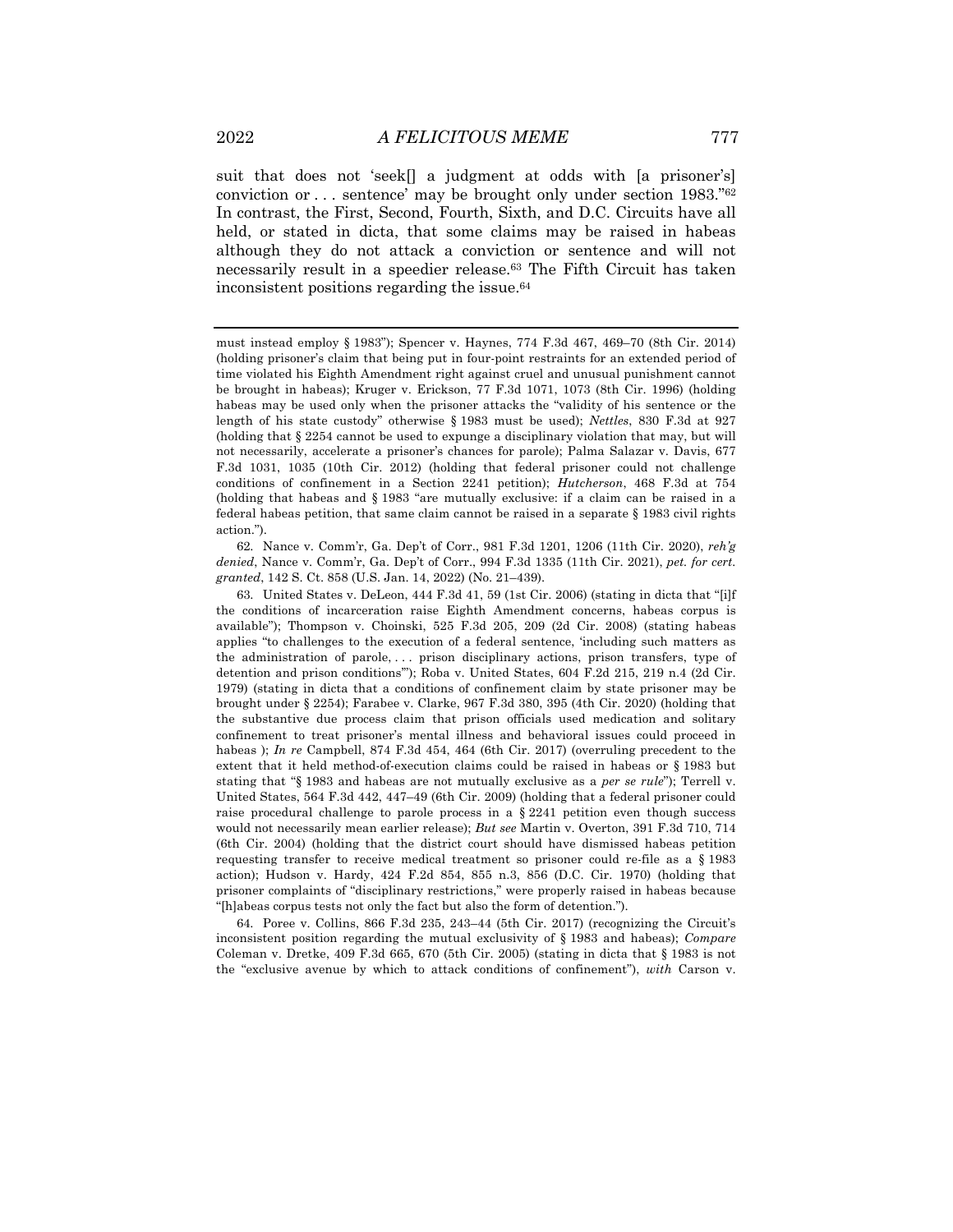suit that does not 'seek[] a judgment at odds with [a prisoner's] conviction or . . . sentence' may be brought only under section 1983."[62] In contrast, the First, Second, Fourth, Sixth, and D.C. Circuits have all held, or stated in dicta, that some claims may be raised in habeas although they do not attack a conviction or sentence and will not necessarily result in a speedier release.[63] The Fifth Circuit has taken inconsistent positions regarding the issue.[64]

---

must instead employ § 1983"); Spencer v. Haynes, 774 F.3d 467, 469–70 (8th Cir. 2014) (holding prisoner's claim that being put in four-point restraints for an extended period of time violated his Eighth Amendment right against cruel and unusual punishment cannot be brought in habeas); Kruger v. Erickson, 77 F.3d 1071, 1073 (8th Cir. 1996) (holding habeas may be used only when the prisoner attacks the "validity of his sentence or the length of his state custody" otherwise § 1983 must be used); *Nettles*, 830 F.3d at 927 (holding that § 2254 cannot be used to expunge a disciplinary violation that may, but will not necessarily, accelerate a prisoner's chances for parole); Palma Salazar v. Davis, 677 F.3d 1031, 1035 (10th Cir. 2012) (holding that federal prisoner could not challenge conditions of confinement in a Section 2241 petition); *Hutcherson*, 468 F.3d at 754 (holding that habeas and § 1983 "are mutually exclusive: if a claim can be raised in a federal habeas petition, that same claim cannot be raised in a separate § 1983 civil rights action.").

62. Nance v. Comm'r, Ga. Dep't of Corr., 981 F.3d 1201, 1206 (11th Cir. 2020), *reh'g denied*, Nance v. Comm'r, Ga. Dep't of Corr., 994 F.3d 1335 (11th Cir. 2021), *pet. for cert. granted*, 142 S. Ct. 858 (U.S. Jan. 14, 2022) (No. 21–439).

63. United States v. DeLeon, 444 F.3d 41, 59 (1st Cir. 2006) (stating in dicta that "[i]f the conditions of incarceration raise Eighth Amendment concerns, habeas corpus is available"); Thompson v. Choinski, 525 F.3d 205, 209 (2d Cir. 2008) (stating habeas applies "to challenges to the execution of a federal sentence, 'including such matters as the administration of parole, . . . prison disciplinary actions, prison transfers, type of detention and prison conditions'"); Roba v. United States, 604 F.2d 215, 219 n.4 (2d Cir. 1979) (stating in dicta that a conditions of confinement claim by state prisoner may be brought under § 2254); Farabee v. Clarke, 967 F.3d 380, 395 (4th Cir. 2020) (holding that the substantive due process claim that prison officials used medication and solitary confinement to treat prisoner's mental illness and behavioral issues could proceed in habeas ); *In re* Campbell, 874 F.3d 454, 464 (6th Cir. 2017) (overruling precedent to the extent that it held method-of-execution claims could be raised in habeas or § 1983 but stating that "§ 1983 and habeas are not mutually exclusive as a *per se rule*"); Terrell v. United States, 564 F.3d 442, 447–49 (6th Cir. 2009) (holding that a federal prisoner could raise procedural challenge to parole process in a § 2241 petition even though success would not necessarily mean earlier release); *But see* Martin v. Overton, 391 F.3d 710, 714 (6th Cir. 2004) (holding that the district court should have dismissed habeas petition requesting transfer to receive medical treatment so prisoner could re-file as a § 1983 action); Hudson v. Hardy, 424 F.2d 854, 855 n.3, 856 (D.C. Cir. 1970) (holding that prisoner complaints of "disciplinary restrictions," were properly raised in habeas because "[h]abeas corpus tests not only the fact but also the form of detention.").

64. Poree v. Collins, 866 F.3d 235, 243–44 (5th Cir. 2017) (recognizing the Circuit's inconsistent position regarding the mutual exclusivity of § 1983 and habeas); *Compare* Coleman v. Dretke, 409 F.3d 665, 670 (5th Cir. 2005) (stating in dicta that § 1983 is not the "exclusive avenue by which to attack conditions of confinement"), *with* Carson v.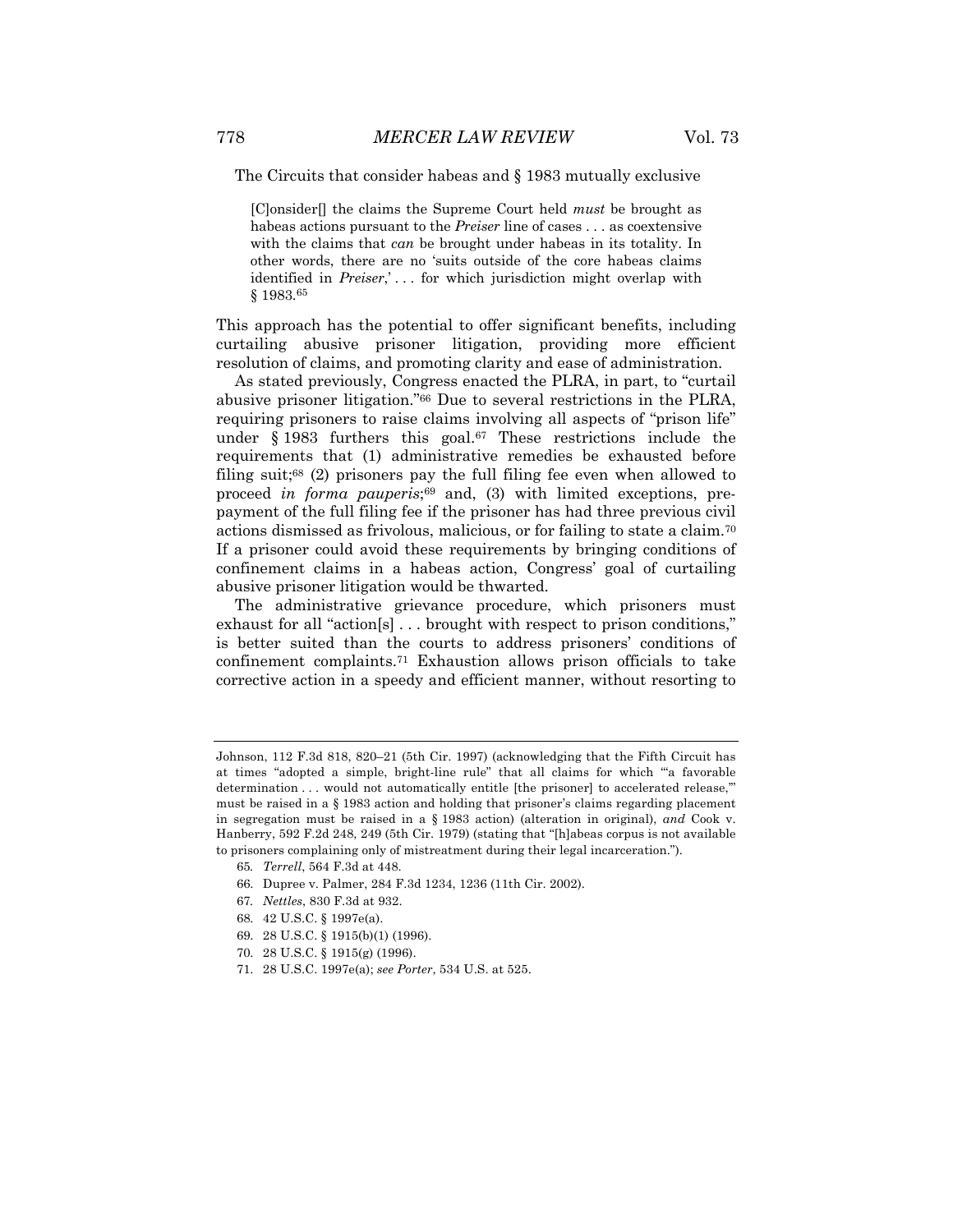The Circuits that consider habeas and § 1983 mutually exclusive

> [C]onsider[] the claims the Supreme Court held *must* be brought as habeas actions pursuant to the *Preiser* line of cases . . . as coextensive with the claims that *can* be brought under habeas in its totality. In other words, there are no 'suits outside of the core habeas claims identified in *Preiser*,' . . . for which jurisdiction might overlap with § 1983.[65]

This approach has the potential to offer significant benefits, including curtailing abusive prisoner litigation, providing more efficient resolution of claims, and promoting clarity and ease of administration.

As stated previously, Congress enacted the PLRA, in part, to "curtail abusive prisoner litigation."[66] Due to several restrictions in the PLRA, requiring prisoners to raise claims involving all aspects of "prison life" under § 1983 furthers this goal.[67] These restrictions include the requirements that (1) administrative remedies be exhausted before filing suit;[68] (2) prisoners pay the full filing fee even when allowed to proceed *in forma pauperis*;[69] and, (3) with limited exceptions, pre-payment of the full filing fee if the prisoner has had three previous civil actions dismissed as frivolous, malicious, or for failing to state a claim.[70] If a prisoner could avoid these requirements by bringing conditions of confinement claims in a habeas action, Congress' goal of curtailing abusive prisoner litigation would be thwarted.

The administrative grievance procedure, which prisoners must exhaust for all "action[s] . . . brought with respect to prison conditions," is better suited than the courts to address prisoners' conditions of confinement complaints.[71] Exhaustion allows prison officials to take corrective action in a speedy and efficient manner, without resorting to

---

Johnson, 112 F.3d 818, 820–21 (5th Cir. 1997) (acknowledging that the Fifth Circuit has at times "adopted a simple, bright-line rule" that all claims for which "'a favorable determination . . . would not automatically entitle [the prisoner] to accelerated release,'" must be raised in a § 1983 action and holding that prisoner's claims regarding placement in segregation must be raised in a § 1983 action) (alteration in original), *and* Cook v. Hanberry, 592 F.2d 248, 249 (5th Cir. 1979) (stating that "[h]abeas corpus is not available to prisoners complaining only of mistreatment during their legal incarceration.").

65. *Terrell*, 564 F.3d at 448.
66. Dupree v. Palmer, 284 F.3d 1234, 1236 (11th Cir. 2002).
67. *Nettles*, 830 F.3d at 932.
68. 42 U.S.C. § 1997e(a).
69. 28 U.S.C. § 1915(b)(1) (1996).
70. 28 U.S.C. § 1915(g) (1996).
71. 28 U.S.C. 1997e(a); *see Porter*, 534 U.S. at 525.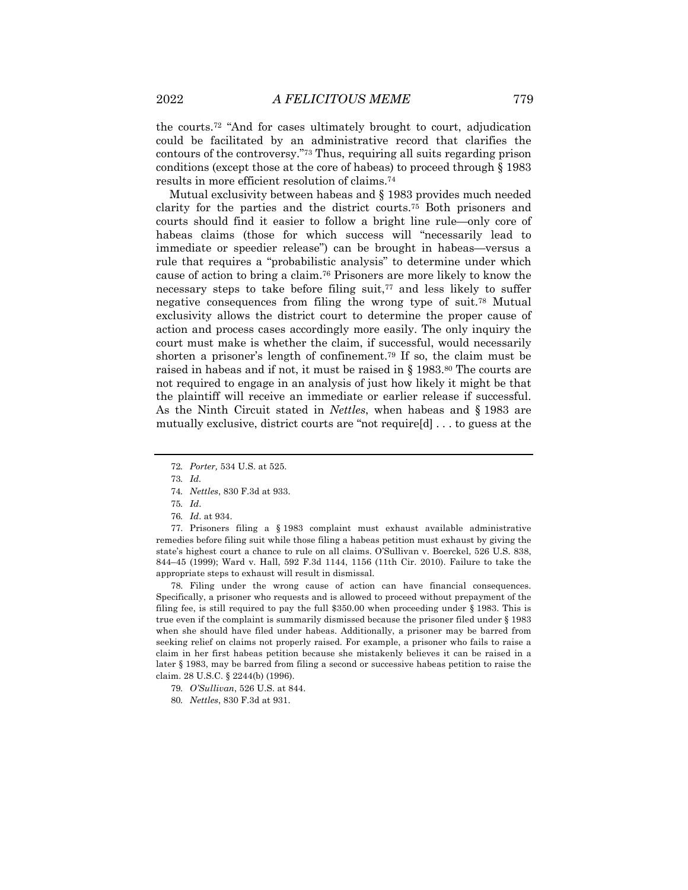the courts.[72] "And for cases ultimately brought to court, adjudication could be facilitated by an administrative record that clarifies the contours of the controversy."[73] Thus, requiring all suits regarding prison conditions (except those at the core of habeas) to proceed through § 1983 results in more efficient resolution of claims.[74]

Mutual exclusivity between habeas and § 1983 provides much needed clarity for the parties and the district courts.[75] Both prisoners and courts should find it easier to follow a bright line rule—only core of habeas claims (those for which success will "necessarily lead to immediate or speedier release") can be brought in habeas—versus a rule that requires a "probabilistic analysis" to determine under which cause of action to bring a claim.[76] Prisoners are more likely to know the necessary steps to take before filing suit,[77] and less likely to suffer negative consequences from filing the wrong type of suit.[78] Mutual exclusivity allows the district court to determine the proper cause of action and process cases accordingly more easily. The only inquiry the court must make is whether the claim, if successful, would necessarily shorten a prisoner's length of confinement.[79] If so, the claim must be raised in habeas and if not, it must be raised in § 1983.[80] The courts are not required to engage in an analysis of just how likely it might be that the plaintiff will receive an immediate or earlier release if successful. As the Ninth Circuit stated in *Nettles*, when habeas and § 1983 are mutually exclusive, district courts are "not require[d] . . . to guess at the

---

72. *Porter,* 534 U.S. at 525.

73. *Id.*

74. *Nettles*, 830 F.3d at 933.

75. *Id*.

76. *Id*. at 934.

77. Prisoners filing a § 1983 complaint must exhaust available administrative remedies before filing suit while those filing a habeas petition must exhaust by giving the state's highest court a chance to rule on all claims. O'Sullivan v. Boerckel, 526 U.S. 838, 844–45 (1999); Ward v. Hall, 592 F.3d 1144, 1156 (11th Cir. 2010). Failure to take the appropriate steps to exhaust will result in dismissal.

78. Filing under the wrong cause of action can have financial consequences. Specifically, a prisoner who requests and is allowed to proceed without prepayment of the filing fee, is still required to pay the full $350.00 when proceeding under § 1983. This is true even if the complaint is summarily dismissed because the prisoner filed under § 1983 when she should have filed under habeas. Additionally, a prisoner may be barred from seeking relief on claims not properly raised. For example, a prisoner who fails to raise a claim in her first habeas petition because she mistakenly believes it can be raised in a later § 1983, may be barred from filing a second or successive habeas petition to raise the claim. 28 U.S.C. § 2244(b) (1996).

79. *O'Sullivan*, 526 U.S. at 844.

80. *Nettles*, 830 F.3d at 931.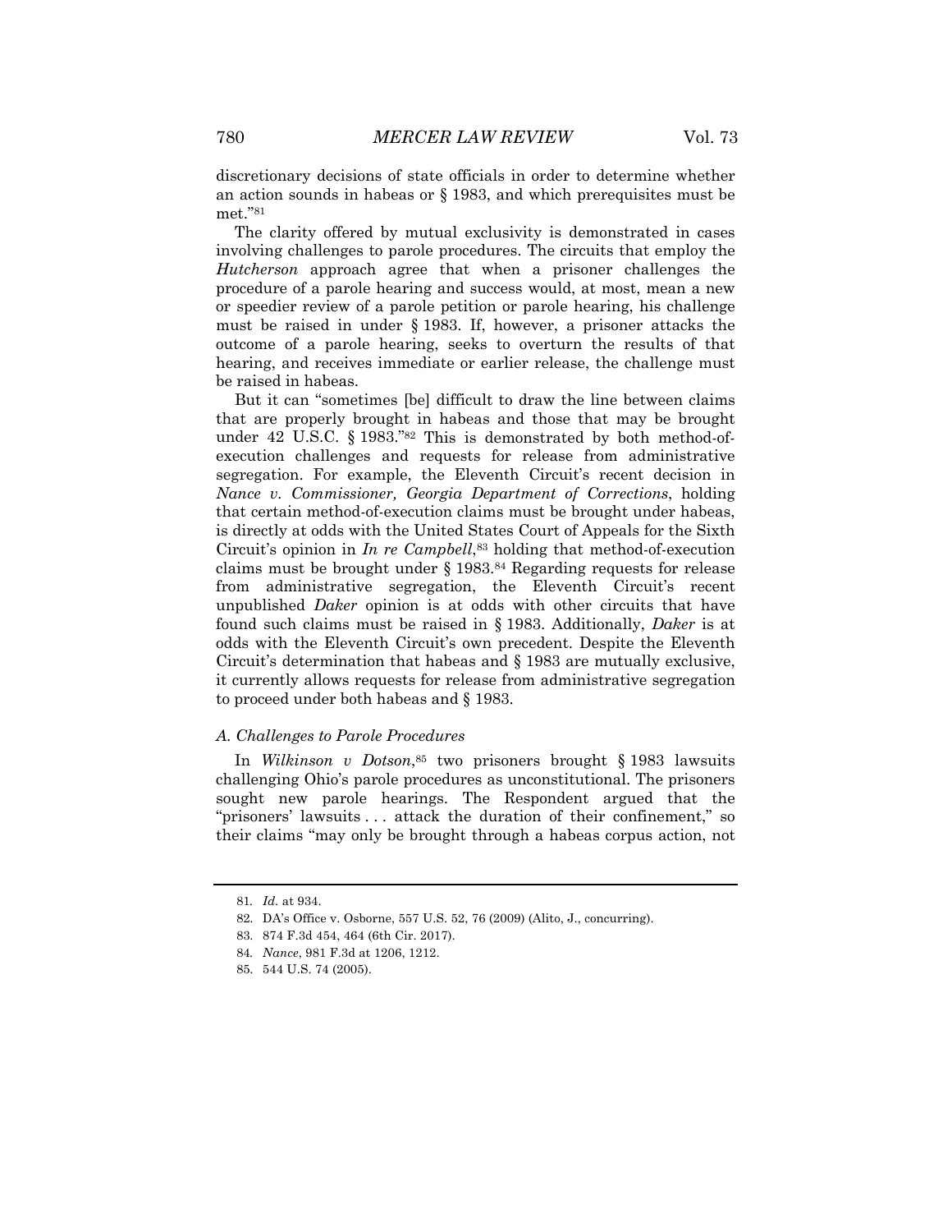discretionary decisions of state officials in order to determine whether an action sounds in habeas or § 1983, and which prerequisites must be met."[81]

The clarity offered by mutual exclusivity is demonstrated in cases involving challenges to parole procedures. The circuits that employ the *Hutcherson* approach agree that when a prisoner challenges the procedure of a parole hearing and success would, at most, mean a new or speedier review of a parole petition or parole hearing, his challenge must be raised in under § 1983. If, however, a prisoner attacks the outcome of a parole hearing, seeks to overturn the results of that hearing, and receives immediate or earlier release, the challenge must be raised in habeas.

But it can "sometimes [be] difficult to draw the line between claims that are properly brought in habeas and those that may be brought under 42 U.S.C. § 1983."[82] This is demonstrated by both method-of-execution challenges and requests for release from administrative segregation. For example, the Eleventh Circuit's recent decision in *Nance v. Commissioner, Georgia Department of Corrections*, holding that certain method-of-execution claims must be brought under habeas, is directly at odds with the United States Court of Appeals for the Sixth Circuit's opinion in *In re Campbell*,[83] holding that method-of-execution claims must be brought under § 1983.[84] Regarding requests for release from administrative segregation, the Eleventh Circuit's recent unpublished *Daker* opinion is at odds with other circuits that have found such claims must be raised in § 1983. Additionally, *Daker* is at odds with the Eleventh Circuit's own precedent. Despite the Eleventh Circuit's determination that habeas and § 1983 are mutually exclusive, it currently allows requests for release from administrative segregation to proceed under both habeas and § 1983.

### *A. Challenges to Parole Procedures*

In *Wilkinson v Dotson*,[85] two prisoners brought § 1983 lawsuits challenging Ohio's parole procedures as unconstitutional. The prisoners sought new parole hearings. The Respondent argued that the "prisoners' lawsuits . . . attack the duration of their confinement," so their claims "may only be brought through a habeas corpus action, not

---

81. *Id.* at 934.

82. DA's Office v. Osborne, 557 U.S. 52, 76 (2009) (Alito, J., concurring).

83. 874 F.3d 454, 464 (6th Cir. 2017).

84. *Nance*, 981 F.3d at 1206, 1212.

85. 544 U.S. 74 (2005).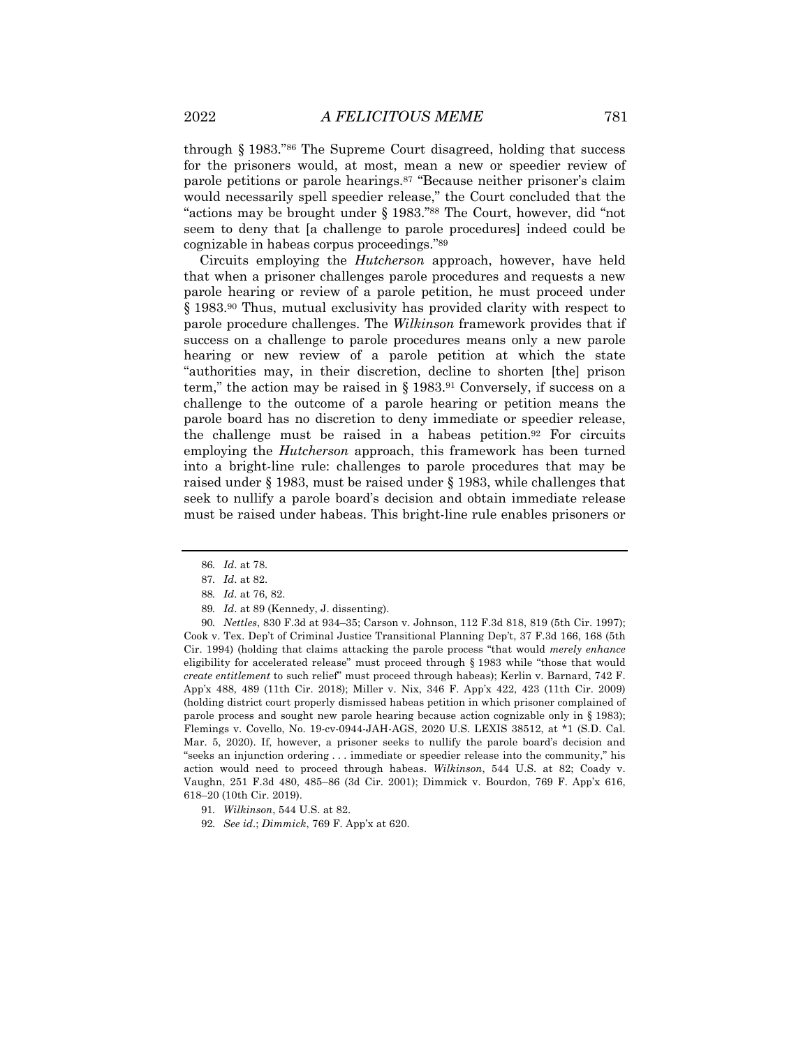through § 1983."[86] The Supreme Court disagreed, holding that success for the prisoners would, at most, mean a new or speedier review of parole petitions or parole hearings.[87] "Because neither prisoner's claim would necessarily spell speedier release," the Court concluded that the "actions may be brought under § 1983."[88] The Court, however, did "not seem to deny that [a challenge to parole procedures] indeed could be cognizable in habeas corpus proceedings."[89]

Circuits employing the *Hutcherson* approach, however, have held that when a prisoner challenges parole procedures and requests a new parole hearing or review of a parole petition, he must proceed under § 1983.[90] Thus, mutual exclusivity has provided clarity with respect to parole procedure challenges. The *Wilkinson* framework provides that if success on a challenge to parole procedures means only a new parole hearing or new review of a parole petition at which the state "authorities may, in their discretion, decline to shorten [the] prison term," the action may be raised in § 1983.[91] Conversely, if success on a challenge to the outcome of a parole hearing or petition means the parole board has no discretion to deny immediate or speedier release, the challenge must be raised in a habeas petition.[92] For circuits employing the *Hutcherson* approach, this framework has been turned into a bright-line rule: challenges to parole procedures that may be raised under § 1983, must be raised under § 1983, while challenges that seek to nullify a parole board's decision and obtain immediate release must be raised under habeas. This bright-line rule enables prisoners or

---

86. *Id*. at 78.

87. *Id*. at 82.

88. *Id*. at 76, 82.

89. *Id*. at 89 (Kennedy, J. dissenting).

90. *Nettles*, 830 F.3d at 934–35; Carson v. Johnson, 112 F.3d 818, 819 (5th Cir. 1997); Cook v. Tex. Dep't of Criminal Justice Transitional Planning Dep't, 37 F.3d 166, 168 (5th Cir. 1994) (holding that claims attacking the parole process "that would *merely enhance* eligibility for accelerated release" must proceed through § 1983 while "those that would *create entitlement* to such relief" must proceed through habeas); Kerlin v. Barnard, 742 F. App'x 488, 489 (11th Cir. 2018); Miller v. Nix, 346 F. App'x 422, 423 (11th Cir. 2009) (holding district court properly dismissed habeas petition in which prisoner complained of parole process and sought new parole hearing because action cognizable only in § 1983); Flemings v. Covello, No. 19-cv-0944-JAH-AGS, 2020 U.S. LEXIS 38512, at *1 (S.D. Cal. Mar. 5, 2020). If, however, a prisoner seeks to nullify the parole board's decision and "seeks an injunction ordering . . . immediate or speedier release into the community," his action would need to proceed through habeas. *Wilkinson*, 544 U.S. at 82; Coady v. Vaughn, 251 F.3d 480, 485–86 (3d Cir. 2001); Dimmick v. Bourdon, 769 F. App'x 616, 618–20 (10th Cir. 2019).

91. *Wilkinson*, 544 U.S. at 82.

92. *See id*.; *Dimmick*, 769 F. App'x at 620.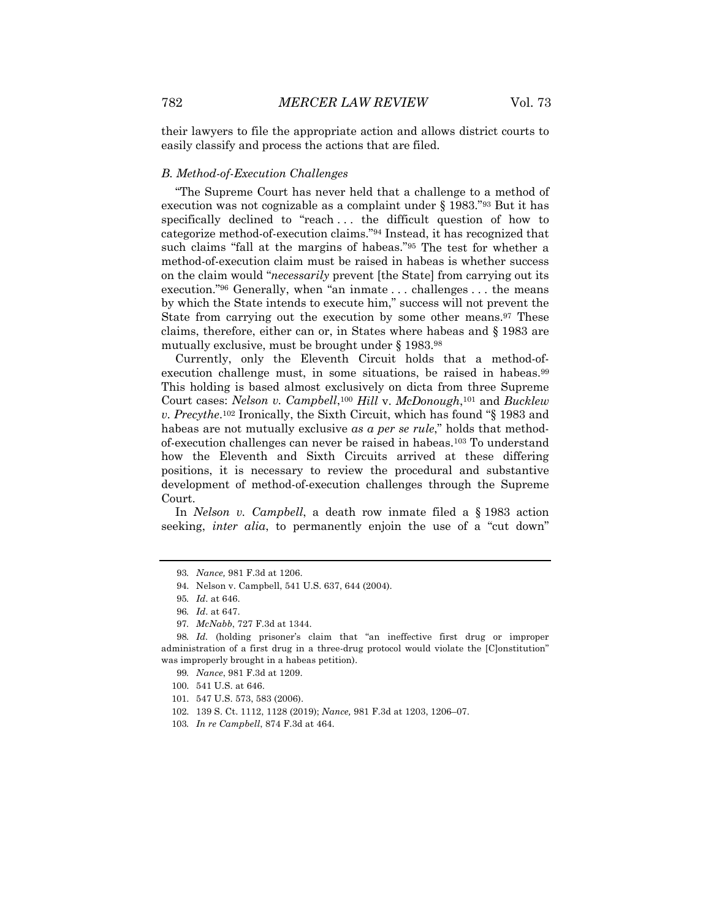their lawyers to file the appropriate action and allows district courts to easily classify and process the actions that are filed.

### *B. Method-of-Execution Challenges*

"The Supreme Court has never held that a challenge to a method of execution was not cognizable as a complaint under § 1983."[93] But it has specifically declined to "reach . . . the difficult question of how to categorize method-of-execution claims."[94] Instead, it has recognized that such claims "fall at the margins of habeas."[95] The test for whether a method-of-execution claim must be raised in habeas is whether success on the claim would "*necessarily* prevent [the State] from carrying out its execution."[96] Generally, when "an inmate . . . challenges . . . the means by which the State intends to execute him," success will not prevent the State from carrying out the execution by some other means.[97] These claims, therefore, either can or, in States where habeas and § 1983 are mutually exclusive, must be brought under § 1983.[98]

Currently, only the Eleventh Circuit holds that a method-of-execution challenge must, in some situations, be raised in habeas.[99] This holding is based almost exclusively on dicta from three Supreme Court cases: *Nelson v. Campbell*,[100] *Hill* v. *McDonough*,[101] and *Bucklew v. Precythe*.[102] Ironically, the Sixth Circuit, which has found "§ 1983 and habeas are not mutually exclusive *as a per se rule*," holds that method-of-execution challenges can never be raised in habeas.[103] To understand how the Eleventh and Sixth Circuits arrived at these differing positions, it is necessary to review the procedural and substantive development of method-of-execution challenges through the Supreme Court.

In *Nelson v. Campbell*, a death row inmate filed a § 1983 action seeking, *inter alia*, to permanently enjoin the use of a "cut down"

---

93. *Nance,* 981 F.3d at 1206.

94. Nelson v. Campbell, 541 U.S. 637, 644 (2004).

95. *Id.* at 646.

96. *Id.* at 647.

97. *McNabb*, 727 F.3d at 1344.

98. *Id.* (holding prisoner's claim that "an ineffective first drug or improper administration of a first drug in a three-drug protocol would violate the [C]onstitution" was improperly brought in a habeas petition).

99. *Nance*, 981 F.3d at 1209.

100. 541 U.S. at 646.

101. 547 U.S. 573, 583 (2006).

102. 139 S. Ct. 1112, 1128 (2019); *Nance,* 981 F.3d at 1203, 1206–07.

103. *In re Campbell*, 874 F.3d at 464.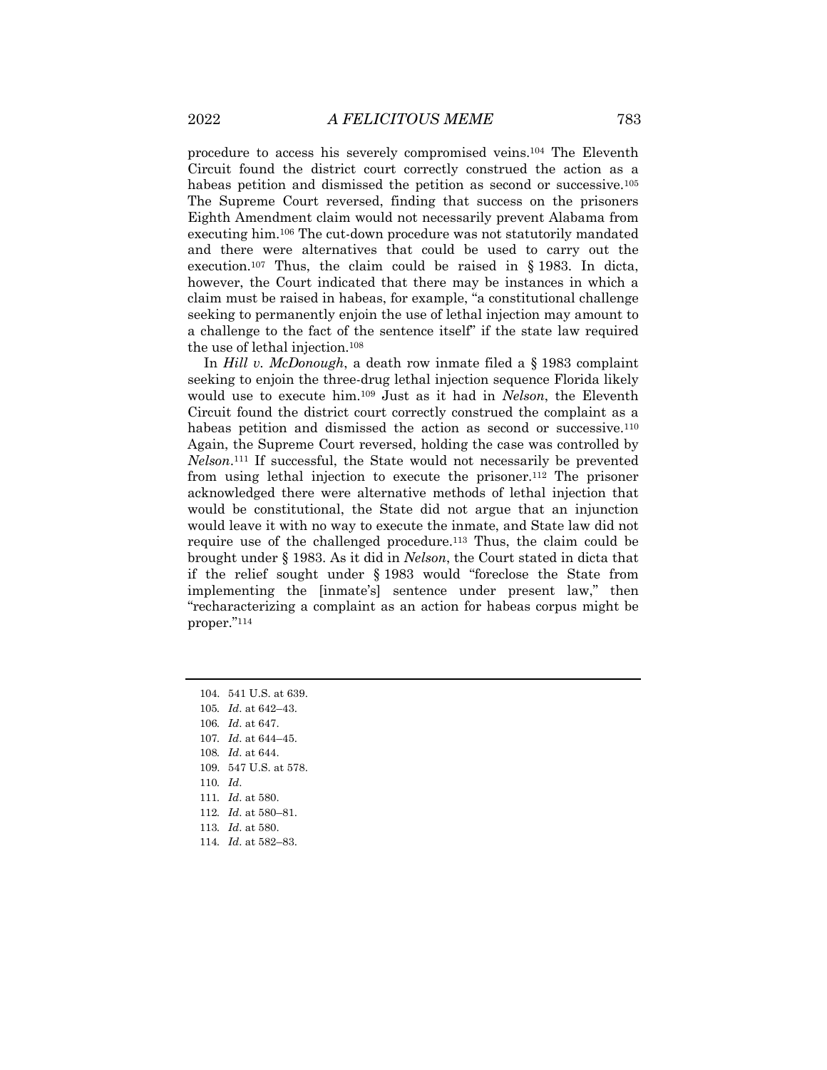procedure to access his severely compromised veins.[104] The Eleventh Circuit found the district court correctly construed the action as a habeas petition and dismissed the petition as second or successive.[105] The Supreme Court reversed, finding that success on the prisoners Eighth Amendment claim would not necessarily prevent Alabama from executing him.[106] The cut-down procedure was not statutorily mandated and there were alternatives that could be used to carry out the execution.[107] Thus, the claim could be raised in § 1983. In dicta, however, the Court indicated that there may be instances in which a claim must be raised in habeas, for example, "a constitutional challenge seeking to permanently enjoin the use of lethal injection may amount to a challenge to the fact of the sentence itself" if the state law required the use of lethal injection.[108]

In *Hill v. McDonough*, a death row inmate filed a § 1983 complaint seeking to enjoin the three-drug lethal injection sequence Florida likely would use to execute him.[109] Just as it had in *Nelson*, the Eleventh Circuit found the district court correctly construed the complaint as a habeas petition and dismissed the action as second or successive.[110] Again, the Supreme Court reversed, holding the case was controlled by *Nelson*.[111] If successful, the State would not necessarily be prevented from using lethal injection to execute the prisoner.[112] The prisoner acknowledged there were alternative methods of lethal injection that would be constitutional, the State did not argue that an injunction would leave it with no way to execute the inmate, and State law did not require use of the challenged procedure.[113] Thus, the claim could be brought under § 1983. As it did in *Nelson*, the Court stated in dicta that if the relief sought under § 1983 would "foreclose the State from implementing the [inmate's] sentence under present law," then "recharacterizing a complaint as an action for habeas corpus might be proper."[114]

---

104. 541 U.S. at 639.
105. *Id*. at 642–43.
106. *Id*. at 647.
107. *Id*. at 644–45.
108. *Id*. at 644.
109. 547 U.S. at 578.
110. *Id*.
111. *Id*. at 580.
112. *Id*. at 580–81.
113. *Id*. at 580.
114. *Id*. at 582–83.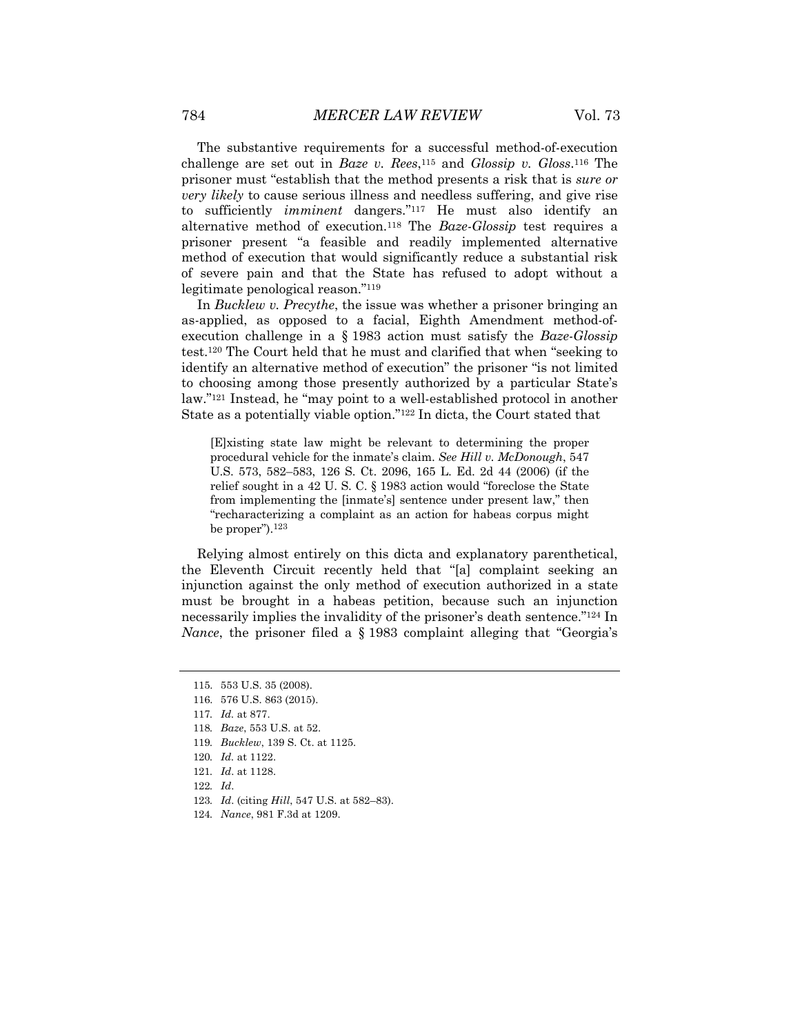The substantive requirements for a successful method-of-execution challenge are set out in *Baze v. Rees*,[115] and *Glossip v. Gloss*.[116] The prisoner must "establish that the method presents a risk that is *sure or very likely* to cause serious illness and needless suffering, and give rise to sufficiently *imminent* dangers."[117] He must also identify an alternative method of execution.[118] The *Baze-Glossip* test requires a prisoner present "a feasible and readily implemented alternative method of execution that would significantly reduce a substantial risk of severe pain and that the State has refused to adopt without a legitimate penological reason."[119]

In *Bucklew v. Precythe*, the issue was whether a prisoner bringing an as-applied, as opposed to a facial, Eighth Amendment method-of-execution challenge in a § 1983 action must satisfy the *Baze-Glossip* test.[120] The Court held that he must and clarified that when "seeking to identify an alternative method of execution" the prisoner "is not limited to choosing among those presently authorized by a particular State's law."[121] Instead, he "may point to a well-established protocol in another State as a potentially viable option."[122] In dicta, the Court stated that

> [E]xisting state law might be relevant to determining the proper procedural vehicle for the inmate's claim. *See Hill v. McDonough*, 547 U.S. 573, 582–583, 126 S. Ct. 2096, 165 L. Ed. 2d 44 (2006) (if the relief sought in a 42 U. S. C. § 1983 action would "foreclose the State from implementing the [inmate's] sentence under present law," then "recharacterizing a complaint as an action for habeas corpus might be proper").[123]

Relying almost entirely on this dicta and explanatory parenthetical, the Eleventh Circuit recently held that "[a] complaint seeking an injunction against the only method of execution authorized in a state must be brought in a habeas petition, because such an injunction necessarily implies the invalidity of the prisoner's death sentence."[124] In *Nance*, the prisoner filed a § 1983 complaint alleging that "Georgia's

---

115. 553 U.S. 35 (2008).
116. 576 U.S. 863 (2015).
117. *Id.* at 877.
118. *Baze*, 553 U.S. at 52.
119. *Bucklew*, 139 S. Ct. at 1125.
120. *Id.* at 1122.
121. *Id*. at 1128.
122. *Id*.
123. *Id*. (citing *Hill*, 547 U.S. at 582–83).
124. *Nance*, 981 F.3d at 1209.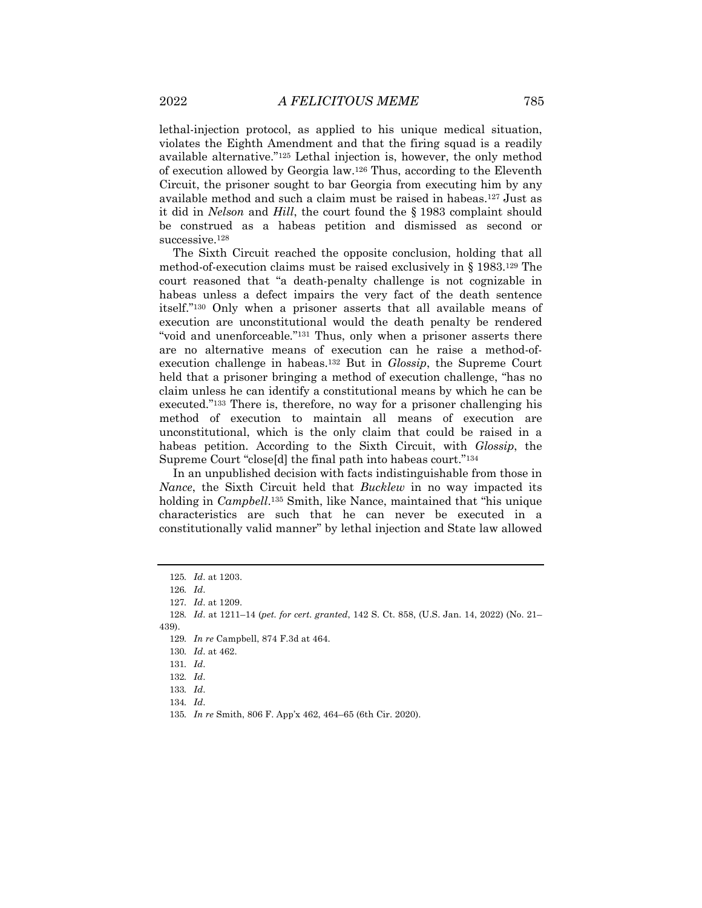lethal-injection protocol, as applied to his unique medical situation, violates the Eighth Amendment and that the firing squad is a readily available alternative."[125] Lethal injection is, however, the only method of execution allowed by Georgia law.[126] Thus, according to the Eleventh Circuit, the prisoner sought to bar Georgia from executing him by any available method and such a claim must be raised in habeas.[127] Just as it did in *Nelson* and *Hill*, the court found the § 1983 complaint should be construed as a habeas petition and dismissed as second or successive.[128]

The Sixth Circuit reached the opposite conclusion, holding that all method-of-execution claims must be raised exclusively in § 1983.[129] The court reasoned that "a death-penalty challenge is not cognizable in habeas unless a defect impairs the very fact of the death sentence itself."[130] Only when a prisoner asserts that all available means of execution are unconstitutional would the death penalty be rendered "void and unenforceable."[131] Thus, only when a prisoner asserts there are no alternative means of execution can he raise a method-of-execution challenge in habeas.[132] But in *Glossip*, the Supreme Court held that a prisoner bringing a method of execution challenge, "has no claim unless he can identify a constitutional means by which he can be executed."[133] There is, therefore, no way for a prisoner challenging his method of execution to maintain all means of execution are unconstitutional, which is the only claim that could be raised in a habeas petition. According to the Sixth Circuit, with *Glossip*, the Supreme Court "close[d] the final path into habeas court."[134]

In an unpublished decision with facts indistinguishable from those in *Nance*, the Sixth Circuit held that *Bucklew* in no way impacted its holding in *Campbell*.[135] Smith, like Nance, maintained that "his unique characteristics are such that he can never be executed in a constitutionally valid manner" by lethal injection and State law allowed

---

125. *Id*. at 1203.

126. *Id*.

127. *Id*. at 1209.

128. *Id*. at 1211–14 (*pet. for cert. granted*, 142 S. Ct. 858, (U.S. Jan. 14, 2022) (No. 21–439).

129. *In re* Campbell, 874 F.3d at 464.

130. *Id*. at 462.

131. *Id*.

132. *Id*.

133. *Id*.

134. *Id*.

135. *In re* Smith, 806 F. App'x 462, 464–65 (6th Cir. 2020).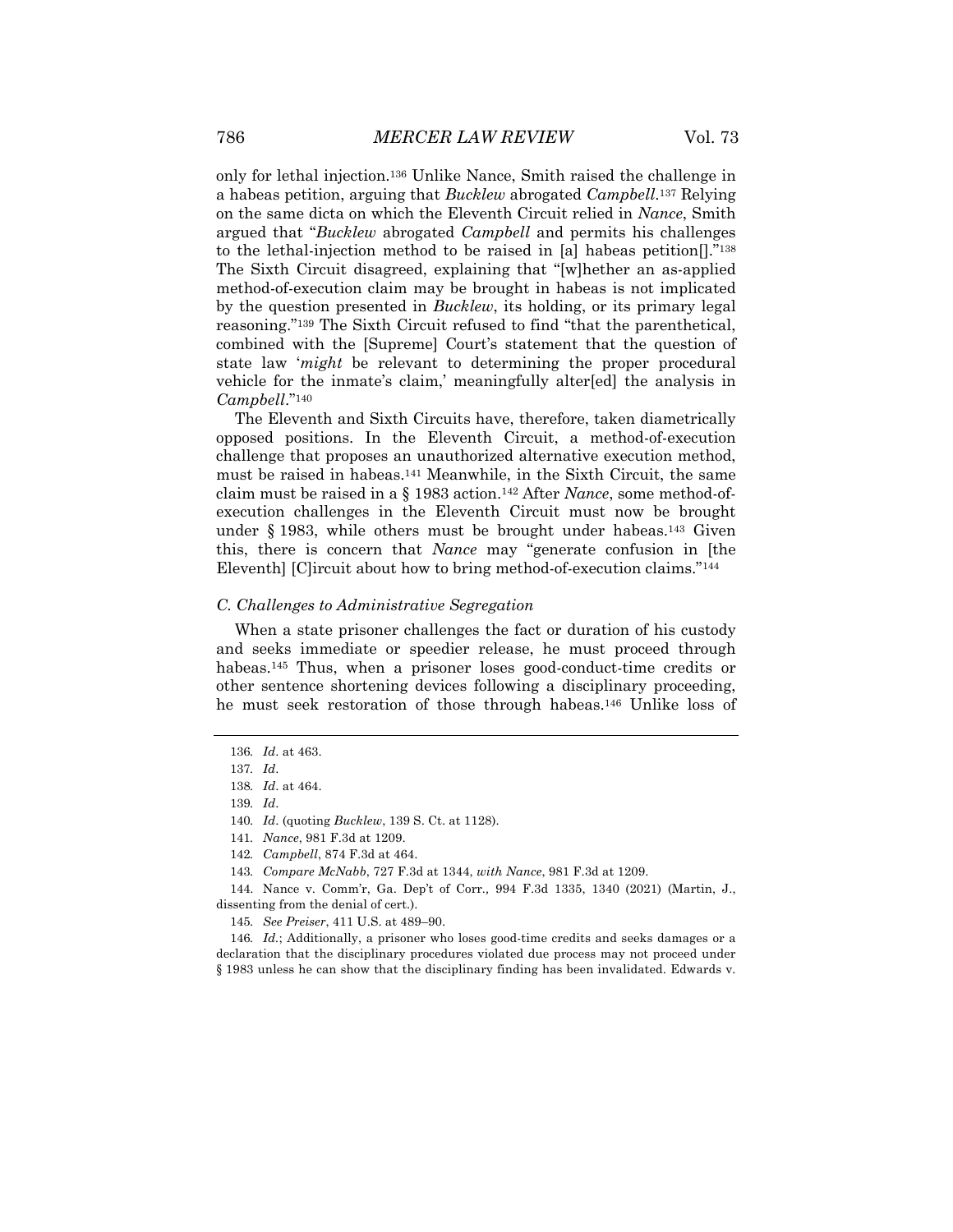only for lethal injection.[136] Unlike Nance, Smith raised the challenge in a habeas petition, arguing that *Bucklew* abrogated *Campbell*.[137] Relying on the same dicta on which the Eleventh Circuit relied in *Nance*, Smith argued that "*Bucklew* abrogated *Campbell* and permits his challenges to the lethal-injection method to be raised in [a] habeas petition[]."[138] The Sixth Circuit disagreed, explaining that "[w]hether an as-applied method-of-execution claim may be brought in habeas is not implicated by the question presented in *Bucklew*, its holding, or its primary legal reasoning."[139] The Sixth Circuit refused to find "that the parenthetical, combined with the [Supreme] Court's statement that the question of state law '*might* be relevant to determining the proper procedural vehicle for the inmate's claim,' meaningfully alter[ed] the analysis in *Campbell*."[140]

The Eleventh and Sixth Circuits have, therefore, taken diametrically opposed positions. In the Eleventh Circuit, a method-of-execution challenge that proposes an unauthorized alternative execution method, must be raised in habeas.[141] Meanwhile, in the Sixth Circuit, the same claim must be raised in a § 1983 action.[142] After *Nance*, some method-of-execution challenges in the Eleventh Circuit must now be brought under § 1983, while others must be brought under habeas.[143] Given this, there is concern that *Nance* may "generate confusion in [the Eleventh] [C]ircuit about how to bring method-of-execution claims."[144]

### *C. Challenges to Administrative Segregation*

When a state prisoner challenges the fact or duration of his custody and seeks immediate or speedier release, he must proceed through habeas.[145] Thus, when a prisoner loses good-conduct-time credits or other sentence shortening devices following a disciplinary proceeding, he must seek restoration of those through habeas.[146] Unlike loss of

---

136. *Id*. at 463.

137. *Id*.

138. *Id*. at 464.

139. *Id*.

140. *Id*. (quoting *Bucklew*, 139 S. Ct. at 1128).

141. *Nance*, 981 F.3d at 1209.

142. *Campbell*, 874 F.3d at 464.

143. *Compare McNabb*, 727 F.3d at 1344, *with Nance*, 981 F.3d at 1209.

144. Nance v. Comm'r, Ga. Dep't of Corr., 994 F.3d 1335, 1340 (2021) (Martin, J., dissenting from the denial of cert.).

145. *See Preiser*, 411 U.S. at 489–90.

146. *Id.*; Additionally, a prisoner who loses good-time credits and seeks damages or a declaration that the disciplinary procedures violated due process may not proceed under § 1983 unless he can show that the disciplinary finding has been invalidated. Edwards v.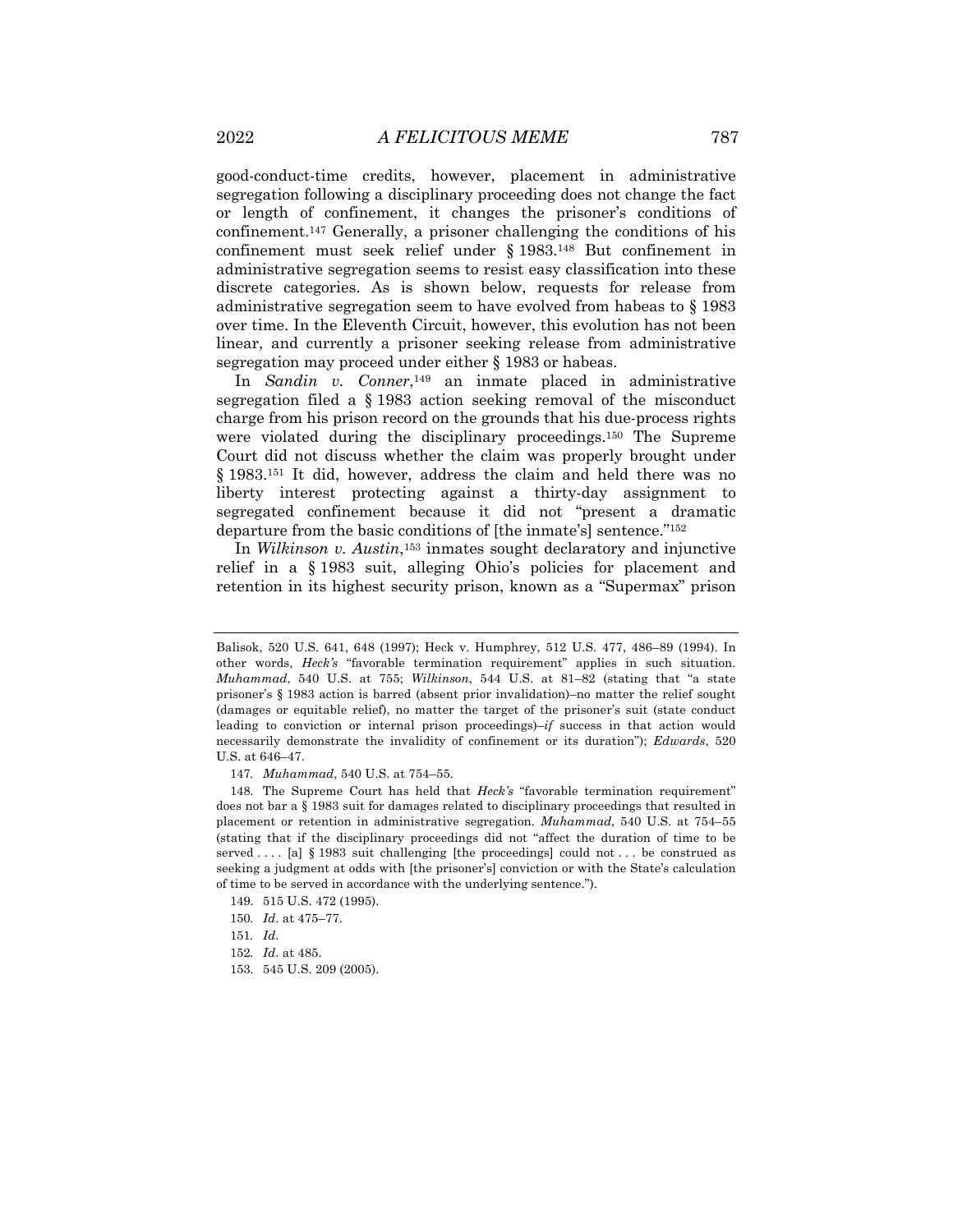good-conduct-time credits, however, placement in administrative segregation following a disciplinary proceeding does not change the fact or length of confinement, it changes the prisoner's conditions of confinement.[147] Generally, a prisoner challenging the conditions of his confinement must seek relief under § 1983.[148] But confinement in administrative segregation seems to resist easy classification into these discrete categories. As is shown below, requests for release from administrative segregation seem to have evolved from habeas to § 1983 over time. In the Eleventh Circuit, however, this evolution has not been linear, and currently a prisoner seeking release from administrative segregation may proceed under either § 1983 or habeas.

In *Sandin v. Conner*,[149] an inmate placed in administrative segregation filed a § 1983 action seeking removal of the misconduct charge from his prison record on the grounds that his due-process rights were violated during the disciplinary proceedings.[150] The Supreme Court did not discuss whether the claim was properly brought under § 1983.[151] It did, however, address the claim and held there was no liberty interest protecting against a thirty-day assignment to segregated confinement because it did not "present a dramatic departure from the basic conditions of [the inmate's] sentence."[152]

In *Wilkinson v. Austin*,[153] inmates sought declaratory and injunctive relief in a § 1983 suit, alleging Ohio's policies for placement and retention in its highest security prison, known as a "Supermax" prison

---

Balisok, 520 U.S. 641, 648 (1997); Heck v. Humphrey, 512 U.S. 477, 486–89 (1994). In other words, *Heck's* "favorable termination requirement" applies in such situation. *Muhammad*, 540 U.S. at 755; *Wilkinson*, 544 U.S. at 81–82 (stating that "a state prisoner's § 1983 action is barred (absent prior invalidation)–no matter the relief sought (damages or equitable relief), no matter the target of the prisoner's suit (state conduct leading to conviction or internal prison proceedings)–*if* success in that action would necessarily demonstrate the invalidity of confinement or its duration"); *Edwards*, 520 U.S. at 646–47.

147. *Muhammad*, 540 U.S. at 754–55.

148. The Supreme Court has held that *Heck's* "favorable termination requirement" does not bar a § 1983 suit for damages related to disciplinary proceedings that resulted in placement or retention in administrative segregation. *Muhammad*, 540 U.S. at 754–55 (stating that if the disciplinary proceedings did not "affect the duration of time to be served . . . . [a] § 1983 suit challenging [the proceedings] could not . . . be construed as seeking a judgment at odds with [the prisoner's] conviction or with the State's calculation of time to be served in accordance with the underlying sentence.").

149. 515 U.S. 472 (1995).

150. *Id*. at 475–77.

151. *Id*.

152. *Id*. at 485.

153. 545 U.S. 209 (2005).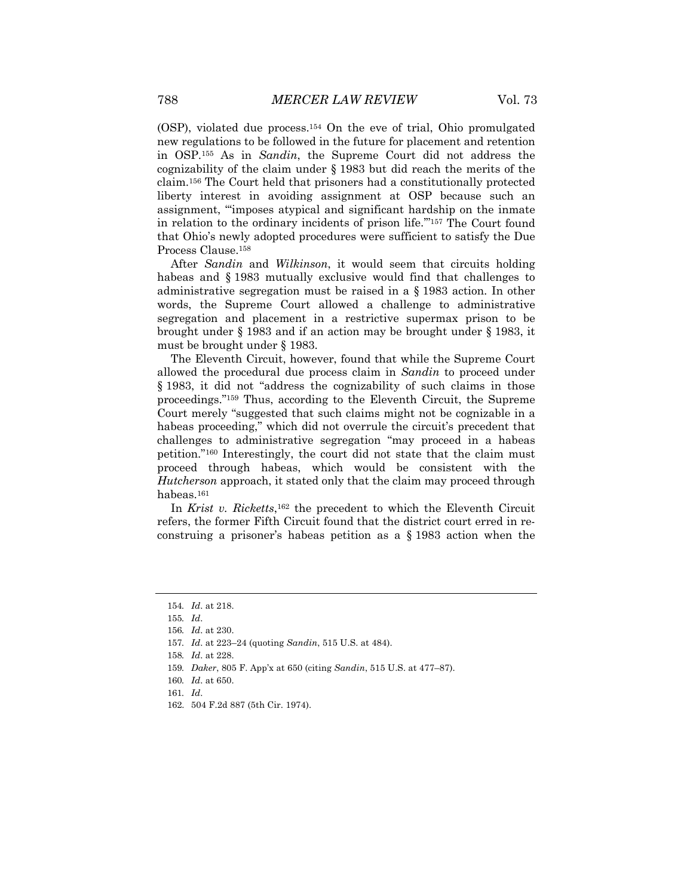(OSP), violated due process.[154] On the eve of trial, Ohio promulgated new regulations to be followed in the future for placement and retention in OSP.[155] As in *Sandin*, the Supreme Court did not address the cognizability of the claim under § 1983 but did reach the merits of the claim.[156] The Court held that prisoners had a constitutionally protected liberty interest in avoiding assignment at OSP because such an assignment, "'imposes atypical and significant hardship on the inmate in relation to the ordinary incidents of prison life.'"[157] The Court found that Ohio's newly adopted procedures were sufficient to satisfy the Due Process Clause.[158]

After *Sandin* and *Wilkinson*, it would seem that circuits holding habeas and § 1983 mutually exclusive would find that challenges to administrative segregation must be raised in a § 1983 action. In other words, the Supreme Court allowed a challenge to administrative segregation and placement in a restrictive supermax prison to be brought under § 1983 and if an action may be brought under § 1983, it must be brought under § 1983.

The Eleventh Circuit, however, found that while the Supreme Court allowed the procedural due process claim in *Sandin* to proceed under § 1983, it did not "address the cognizability of such claims in those proceedings."[159] Thus, according to the Eleventh Circuit, the Supreme Court merely "suggested that such claims might not be cognizable in a habeas proceeding," which did not overrule the circuit's precedent that challenges to administrative segregation "may proceed in a habeas petition."[160] Interestingly, the court did not state that the claim must proceed through habeas, which would be consistent with the *Hutcherson* approach, it stated only that the claim may proceed through habeas.[161]

In *Krist v. Ricketts*,[162] the precedent to which the Eleventh Circuit refers, the former Fifth Circuit found that the district court erred in re-construing a prisoner's habeas petition as a § 1983 action when the

---

154. *Id*. at 218.

155. *Id*.

156. *Id*. at 230.

157. *Id*. at 223–24 (quoting *Sandin*, 515 U.S. at 484).

158. *Id*. at 228.

159. *Daker*, 805 F. App'x at 650 (citing *Sandin*, 515 U.S. at 477–87).

160. *Id*. at 650.

161. *Id*.

162. 504 F.2d 887 (5th Cir. 1974).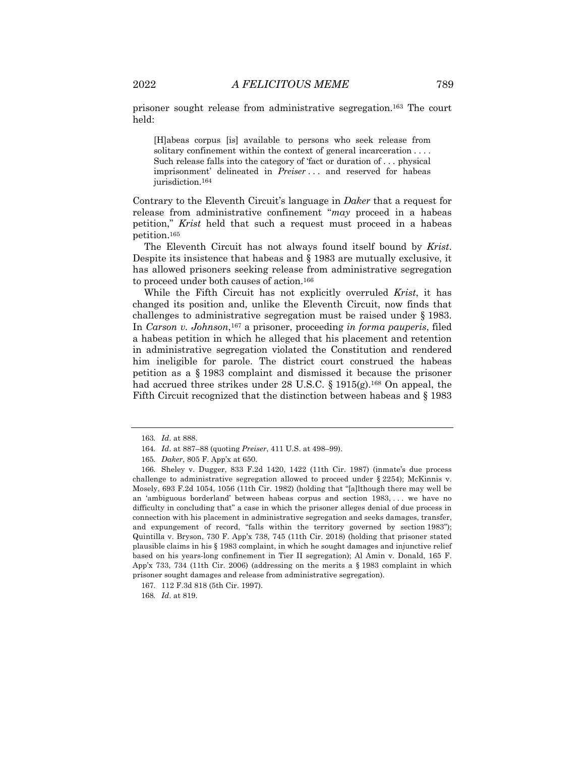prisoner sought release from administrative segregation.[163] The court held:

> [H]abeas corpus [is] available to persons who seek release from solitary confinement within the context of general incarceration . . . . Such release falls into the category of 'fact or duration of . . . physical imprisonment' delineated in *Preiser* . . . and reserved for habeas jurisdiction.[164]

Contrary to the Eleventh Circuit's language in *Daker* that a request for release from administrative confinement "*may* proceed in a habeas petition," *Krist* held that such a request must proceed in a habeas petition.[165]

The Eleventh Circuit has not always found itself bound by *Krist*. Despite its insistence that habeas and § 1983 are mutually exclusive, it has allowed prisoners seeking release from administrative segregation to proceed under both causes of action.[166]

While the Fifth Circuit has not explicitly overruled *Krist*, it has changed its position and, unlike the Eleventh Circuit, now finds that challenges to administrative segregation must be raised under § 1983. In *Carson v. Johnson*,[167] a prisoner, proceeding *in forma pauperis*, filed a habeas petition in which he alleged that his placement and retention in administrative segregation violated the Constitution and rendered him ineligible for parole. The district court construed the habeas petition as a § 1983 complaint and dismissed it because the prisoner had accrued three strikes under 28 U.S.C. § 1915(g).[168] On appeal, the Fifth Circuit recognized that the distinction between habeas and § 1983

---

163. *Id*. at 888.

164. *Id*. at 887–88 (quoting *Preiser*, 411 U.S. at 498–99).

165. *Daker*, 805 F. App'x at 650.

166. Sheley v. Dugger, 833 F.2d 1420, 1422 (11th Cir. 1987) (inmate's due process challenge to administrative segregation allowed to proceed under § 2254); McKinnis v. Mosely, 693 F.2d 1054, 1056 (11th Cir. 1982) (holding that "[a]lthough there may well be an 'ambiguous borderland' between habeas corpus and section 1983, . . . we have no difficulty in concluding that" a case in which the prisoner alleges denial of due process in connection with his placement in administrative segregation and seeks damages, transfer, and expungement of record, "falls within the territory governed by section 1983"); Quintilla v. Bryson, 730 F. App'x 738, 745 (11th Cir. 2018) (holding that prisoner stated plausible claims in his § 1983 complaint, in which he sought damages and injunctive relief based on his years-long confinement in Tier II segregation); Al Amin v. Donald, 165 F. App'x 733, 734 (11th Cir. 2006) (addressing on the merits a § 1983 complaint in which prisoner sought damages and release from administrative segregation).

167. 112 F.3d 818 (5th Cir. 1997).

168. *Id*. at 819.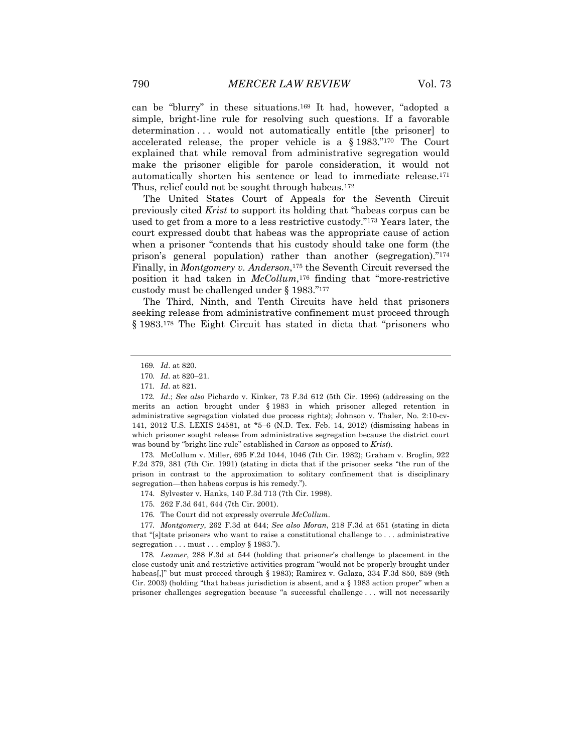can be "blurry" in these situations.[169] It had, however, "adopted a simple, bright-line rule for resolving such questions. If a favorable determination . . . would not automatically entitle [the prisoner] to accelerated release, the proper vehicle is a § 1983."[170] The Court explained that while removal from administrative segregation would make the prisoner eligible for parole consideration, it would not automatically shorten his sentence or lead to immediate release.[171] Thus, relief could not be sought through habeas.[172]

The United States Court of Appeals for the Seventh Circuit previously cited *Krist* to support its holding that "habeas corpus can be used to get from a more to a less restrictive custody."[173] Years later, the court expressed doubt that habeas was the appropriate cause of action when a prisoner "contends that his custody should take one form (the prison's general population) rather than another (segregation)."[174] Finally, in *Montgomery v. Anderson*,[175] the Seventh Circuit reversed the position it had taken in *McCollum*,[176] finding that "more-restrictive custody must be challenged under § 1983."[177]

The Third, Ninth, and Tenth Circuits have held that prisoners seeking release from administrative confinement must proceed through § 1983.[178] The Eight Circuit has stated in dicta that "prisoners who

---

169. *Id*. at 820.

170. *Id*. at 820–21.

171. *Id*. at 821.

172. *Id*.; *See also* Pichardo v. Kinker, 73 F.3d 612 (5th Cir. 1996) (addressing on the merits an action brought under § 1983 in which prisoner alleged retention in administrative segregation violated due process rights); Johnson v. Thaler, No. 2:10-cv-141, 2012 U.S. LEXIS 24581, at *5–6 (N.D. Tex. Feb. 14, 2012) (dismissing habeas in which prisoner sought release from administrative segregation because the district court was bound by "bright line rule" established in *Carson* as opposed to *Krist*).

173. McCollum v. Miller, 695 F.2d 1044, 1046 (7th Cir. 1982); Graham v. Broglin, 922 F.2d 379, 381 (7th Cir. 1991) (stating in dicta that if the prisoner seeks "the run of the prison in contrast to the approximation to solitary confinement that is disciplinary segregation—then habeas corpus is his remedy.").

174. Sylvester v. Hanks, 140 F.3d 713 (7th Cir. 1998).

175. 262 F.3d 641, 644 (7th Cir. 2001).

176. The Court did not expressly overrule *McCollum*.

177. *Montgomery*, 262 F.3d at 644; *See also Moran*, 218 F.3d at 651 (stating in dicta that "[s]tate prisoners who want to raise a constitutional challenge to . . . administrative segregation . . . must . . . employ § 1983.").

178. *Leamer*, 288 F.3d at 544 (holding that prisoner's challenge to placement in the close custody unit and restrictive activities program "would not be properly brought under habeas[,]" but must proceed through § 1983); Ramirez v. Galaza, 334 F.3d 850, 859 (9th Cir. 2003) (holding "that habeas jurisdiction is absent, and a § 1983 action proper" when a prisoner challenges segregation because "a successful challenge . . . will not necessarily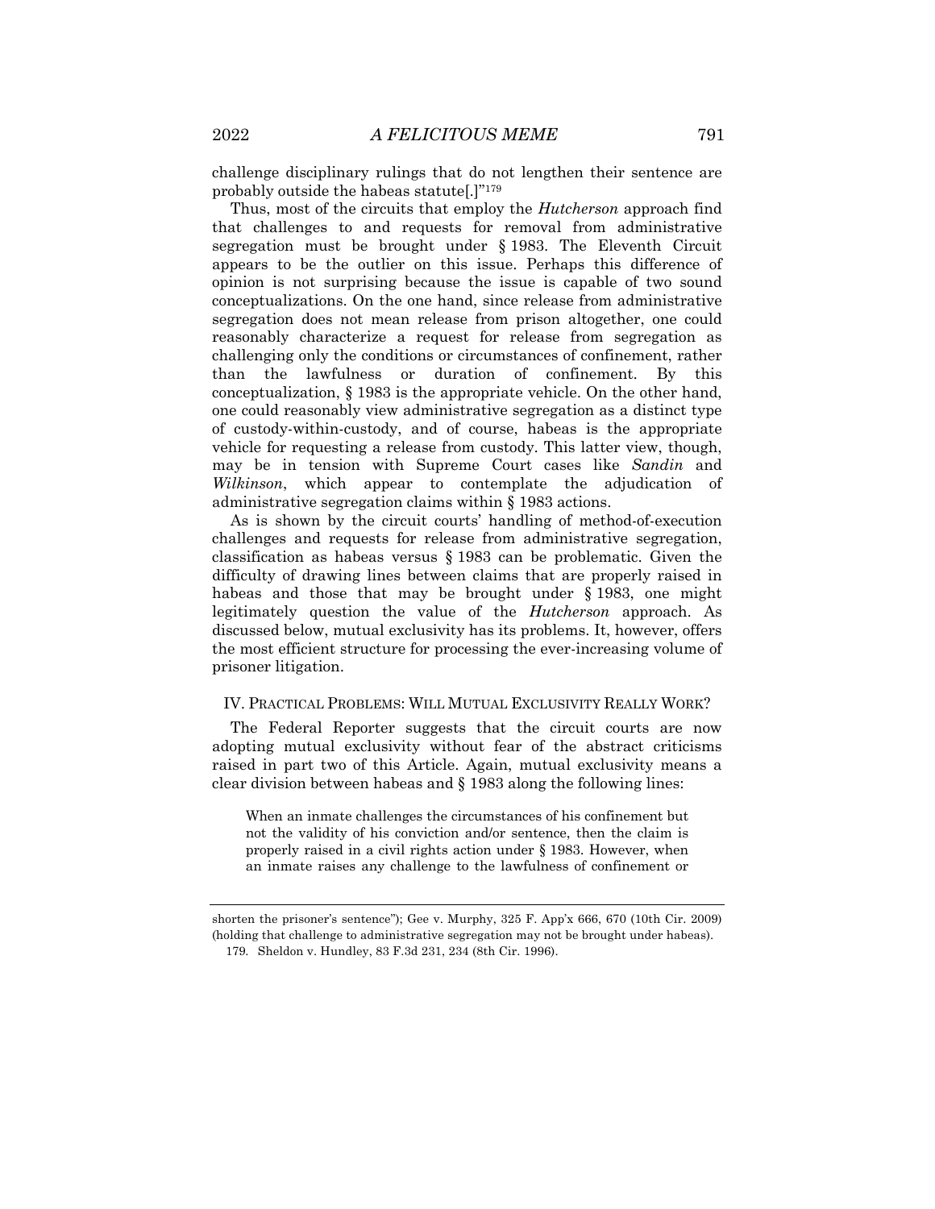challenge disciplinary rulings that do not lengthen their sentence are probably outside the habeas statute[.]"[179]

Thus, most of the circuits that employ the *Hutcherson* approach find that challenges to and requests for removal from administrative segregation must be brought under § 1983. The Eleventh Circuit appears to be the outlier on this issue. Perhaps this difference of opinion is not surprising because the issue is capable of two sound conceptualizations. On the one hand, since release from administrative segregation does not mean release from prison altogether, one could reasonably characterize a request for release from segregation as challenging only the conditions or circumstances of confinement, rather than the lawfulness or duration of confinement. By this conceptualization, § 1983 is the appropriate vehicle. On the other hand, one could reasonably view administrative segregation as a distinct type of custody-within-custody, and of course, habeas is the appropriate vehicle for requesting a release from custody. This latter view, though, may be in tension with Supreme Court cases like *Sandin* and *Wilkinson*, which appear to contemplate the adjudication of administrative segregation claims within § 1983 actions.

As is shown by the circuit courts' handling of method-of-execution challenges and requests for release from administrative segregation, classification as habeas versus § 1983 can be problematic. Given the difficulty of drawing lines between claims that are properly raised in habeas and those that may be brought under § 1983, one might legitimately question the value of the *Hutcherson* approach. As discussed below, mutual exclusivity has its problems. It, however, offers the most efficient structure for processing the ever-increasing volume of prisoner litigation.

## IV. PRACTICAL PROBLEMS: WILL MUTUAL EXCLUSIVITY REALLY WORK?

The Federal Reporter suggests that the circuit courts are now adopting mutual exclusivity without fear of the abstract criticisms raised in part two of this Article. Again, mutual exclusivity means a clear division between habeas and § 1983 along the following lines:

> When an inmate challenges the circumstances of his confinement but not the validity of his conviction and/or sentence, then the claim is properly raised in a civil rights action under § 1983. However, when an inmate raises any challenge to the lawfulness of confinement or

---

shorten the prisoner's sentence"); Gee v. Murphy, 325 F. App'x 666, 670 (10th Cir. 2009) (holding that challenge to administrative segregation may not be brought under habeas).

179. Sheldon v. Hundley, 83 F.3d 231, 234 (8th Cir. 1996).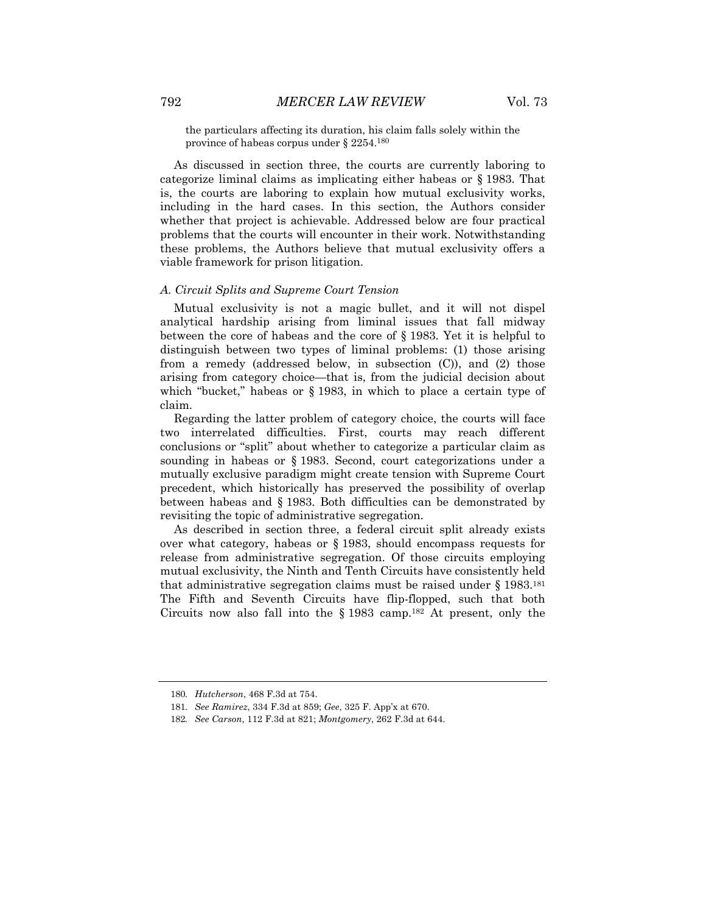the particulars affecting its duration, his claim falls solely within the province of habeas corpus under § 2254.[180]

As discussed in section three, the courts are currently laboring to categorize liminal claims as implicating either habeas or § 1983. That is, the courts are laboring to explain how mutual exclusivity works, including in the hard cases. In this section, the Authors consider whether that project is achievable. Addressed below are four practical problems that the courts will encounter in their work. Notwithstanding these problems, the Authors believe that mutual exclusivity offers a viable framework for prison litigation.

### *A. Circuit Splits and Supreme Court Tension*

Mutual exclusivity is not a magic bullet, and it will not dispel analytical hardship arising from liminal issues that fall midway between the core of habeas and the core of § 1983. Yet it is helpful to distinguish between two types of liminal problems: (1) those arising from a remedy (addressed below, in subsection (C)), and (2) those arising from category choice—that is, from the judicial decision about which "bucket," habeas or § 1983, in which to place a certain type of claim.

Regarding the latter problem of category choice, the courts will face two interrelated difficulties. First, courts may reach different conclusions or "split" about whether to categorize a particular claim as sounding in habeas or § 1983. Second, court categorizations under a mutually exclusive paradigm might create tension with Supreme Court precedent, which historically has preserved the possibility of overlap between habeas and § 1983. Both difficulties can be demonstrated by revisiting the topic of administrative segregation.

As described in section three, a federal circuit split already exists over what category, habeas or § 1983, should encompass requests for release from administrative segregation. Of those circuits employing mutual exclusivity, the Ninth and Tenth Circuits have consistently held that administrative segregation claims must be raised under § 1983.[181] The Fifth and Seventh Circuits have flip-flopped, such that both Circuits now also fall into the § 1983 camp.[182] At present, only the

---

180. *Hutcherson*, 468 F.3d at 754.

181. *See Ramirez*, 334 F.3d at 859; *Gee*, 325 F. App'x at 670.

182. *See Carson*, 112 F.3d at 821; *Montgomery*, 262 F.3d at 644.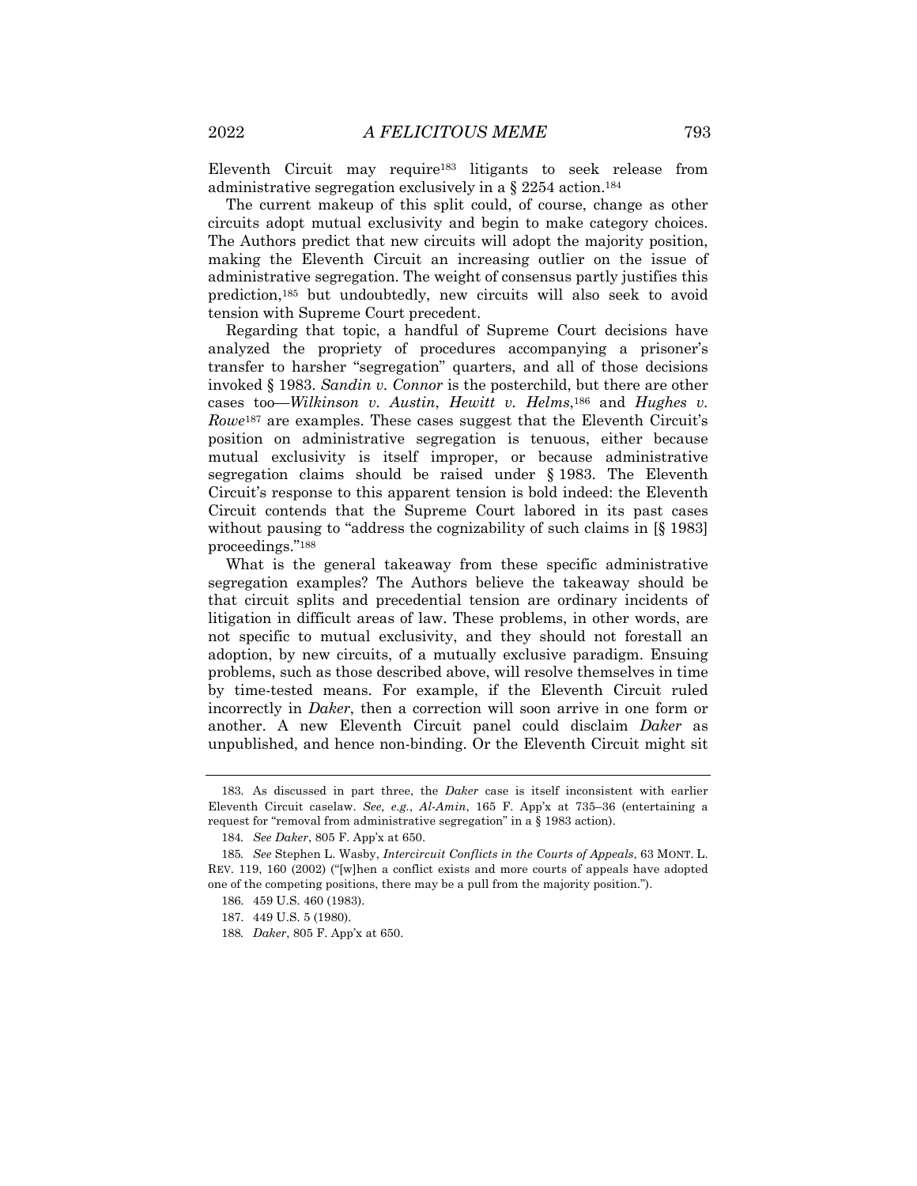Eleventh Circuit may require[183] litigants to seek release from administrative segregation exclusively in a § 2254 action.[184]

The current makeup of this split could, of course, change as other circuits adopt mutual exclusivity and begin to make category choices. The Authors predict that new circuits will adopt the majority position, making the Eleventh Circuit an increasing outlier on the issue of administrative segregation. The weight of consensus partly justifies this prediction,[185] but undoubtedly, new circuits will also seek to avoid tension with Supreme Court precedent.

Regarding that topic, a handful of Supreme Court decisions have analyzed the propriety of procedures accompanying a prisoner's transfer to harsher "segregation" quarters, and all of those decisions invoked § 1983. *Sandin v. Connor* is the posterchild, but there are other cases too—*Wilkinson v. Austin*, *Hewitt v. Helms*,[186] and *Hughes v. Rowe*[187] are examples. These cases suggest that the Eleventh Circuit's position on administrative segregation is tenuous, either because mutual exclusivity is itself improper, or because administrative segregation claims should be raised under § 1983. The Eleventh Circuit's response to this apparent tension is bold indeed: the Eleventh Circuit contends that the Supreme Court labored in its past cases without pausing to "address the cognizability of such claims in [§ 1983] proceedings."[188]

What is the general takeaway from these specific administrative segregation examples? The Authors believe the takeaway should be that circuit splits and precedential tension are ordinary incidents of litigation in difficult areas of law. These problems, in other words, are not specific to mutual exclusivity, and they should not forestall an adoption, by new circuits, of a mutually exclusive paradigm. Ensuing problems, such as those described above, will resolve themselves in time by time-tested means. For example, if the Eleventh Circuit ruled incorrectly in *Daker*, then a correction will soon arrive in one form or another. A new Eleventh Circuit panel could disclaim *Daker* as unpublished, and hence non-binding. Or the Eleventh Circuit might sit

---

183. As discussed in part three, the *Daker* case is itself inconsistent with earlier Eleventh Circuit caselaw. *See, e.g.*, *Al-Amin*, 165 F. App'x at 735–36 (entertaining a request for "removal from administrative segregation" in a § 1983 action).

184. *See Daker*, 805 F. App'x at 650.

185. *See* Stephen L. Wasby, *Intercircuit Conflicts in the Courts of Appeals*, 63 MONT. L. REV. 119, 160 (2002) ("[w]hen a conflict exists and more courts of appeals have adopted one of the competing positions, there may be a pull from the majority position.").

186. 459 U.S. 460 (1983).

187. 449 U.S. 5 (1980).

188. *Daker*, 805 F. App'x at 650.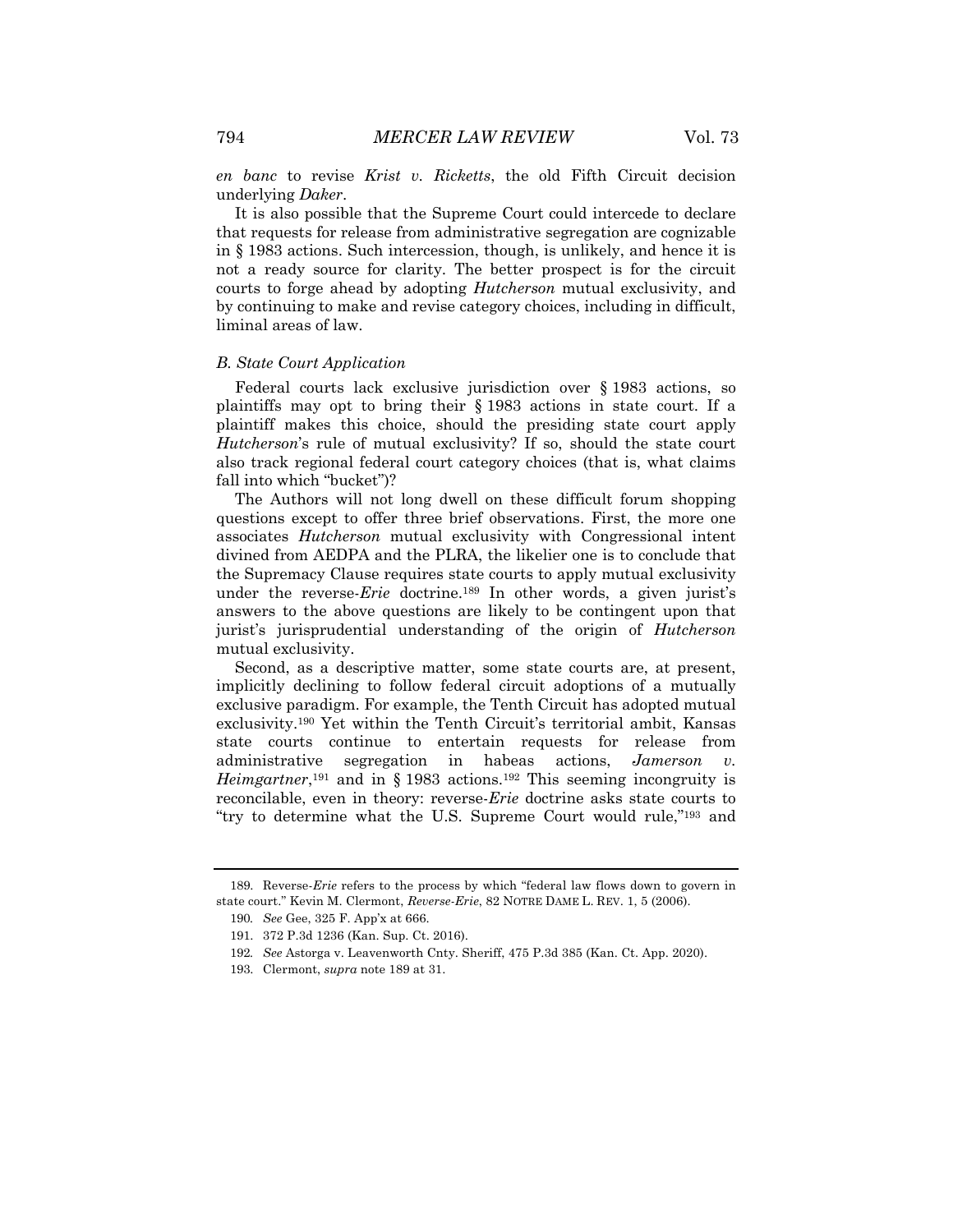*en banc* to revise *Krist v. Ricketts*, the old Fifth Circuit decision underlying *Daker*.

It is also possible that the Supreme Court could intercede to declare that requests for release from administrative segregation are cognizable in § 1983 actions. Such intercession, though, is unlikely, and hence it is not a ready source for clarity. The better prospect is for the circuit courts to forge ahead by adopting *Hutcherson* mutual exclusivity, and by continuing to make and revise category choices, including in difficult, liminal areas of law.

### *B. State Court Application*

Federal courts lack exclusive jurisdiction over § 1983 actions, so plaintiffs may opt to bring their § 1983 actions in state court. If a plaintiff makes this choice, should the presiding state court apply *Hutcherson*'s rule of mutual exclusivity? If so, should the state court also track regional federal court category choices (that is, what claims fall into which "bucket")?

The Authors will not long dwell on these difficult forum shopping questions except to offer three brief observations. First, the more one associates *Hutcherson* mutual exclusivity with Congressional intent divined from AEDPA and the PLRA, the likelier one is to conclude that the Supremacy Clause requires state courts to apply mutual exclusivity under the reverse-*Erie* doctrine.[189] In other words, a given jurist's answers to the above questions are likely to be contingent upon that jurist's jurisprudential understanding of the origin of *Hutcherson* mutual exclusivity.

Second, as a descriptive matter, some state courts are, at present, implicitly declining to follow federal circuit adoptions of a mutually exclusive paradigm. For example, the Tenth Circuit has adopted mutual exclusivity.[190] Yet within the Tenth Circuit's territorial ambit, Kansas state courts continue to entertain requests for release from administrative segregation in habeas actions, *Jamerson v. Heimgartner*,[191] and in § 1983 actions.[192] This seeming incongruity is reconcilable, even in theory: reverse-*Erie* doctrine asks state courts to "try to determine what the U.S. Supreme Court would rule,"[193] and

---

189. Reverse-*Erie* refers to the process by which "federal law flows down to govern in state court." Kevin M. Clermont, *Reverse-Erie*, 82 NOTRE DAME L. REV. 1, 5 (2006).

190. *See* Gee, 325 F. App'x at 666.

191. 372 P.3d 1236 (Kan. Sup. Ct. 2016).

192. *See* Astorga v. Leavenworth Cnty. Sheriff, 475 P.3d 385 (Kan. Ct. App. 2020).

193. Clermont, *supra* note 189 at 31.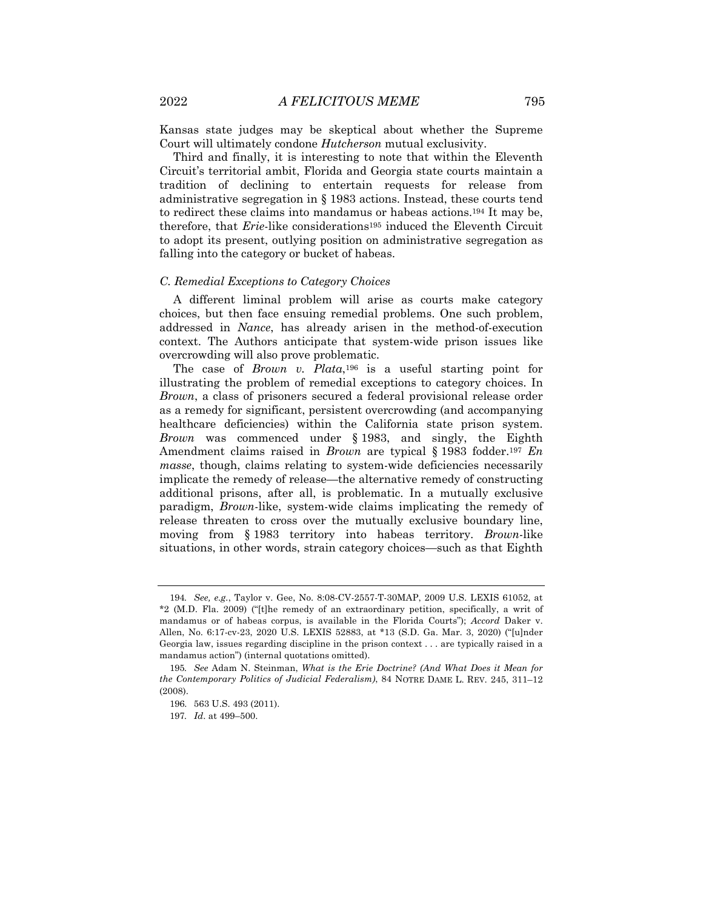Kansas state judges may be skeptical about whether the Supreme Court will ultimately condone *Hutcherson* mutual exclusivity.

Third and finally, it is interesting to note that within the Eleventh Circuit's territorial ambit, Florida and Georgia state courts maintain a tradition of declining to entertain requests for release from administrative segregation in § 1983 actions. Instead, these courts tend to redirect these claims into mandamus or habeas actions.[194] It may be, therefore, that *Erie*-like considerations[195] induced the Eleventh Circuit to adopt its present, outlying position on administrative segregation as falling into the category or bucket of habeas.

### *C. Remedial Exceptions to Category Choices*

A different liminal problem will arise as courts make category choices, but then face ensuing remedial problems. One such problem, addressed in *Nance*, has already arisen in the method-of-execution context. The Authors anticipate that system-wide prison issues like overcrowding will also prove problematic.

The case of *Brown v. Plata*,[196] is a useful starting point for illustrating the problem of remedial exceptions to category choices. In *Brown*, a class of prisoners secured a federal provisional release order as a remedy for significant, persistent overcrowding (and accompanying healthcare deficiencies) within the California state prison system. *Brown* was commenced under § 1983, and singly, the Eighth Amendment claims raised in *Brown* are typical § 1983 fodder.[197] *En masse*, though, claims relating to system-wide deficiencies necessarily implicate the remedy of release—the alternative remedy of constructing additional prisons, after all, is problematic. In a mutually exclusive paradigm, *Brown*-like, system-wide claims implicating the remedy of release threaten to cross over the mutually exclusive boundary line, moving from § 1983 territory into habeas territory. *Brown*-like situations, in other words, strain category choices—such as that Eighth

---

194. *See, e.g.*, Taylor v. Gee, No. 8:08-CV-2557-T-30MAP, 2009 U.S. LEXIS 61052, at *2 (M.D. Fla. 2009) ("[t]he remedy of an extraordinary petition, specifically, a writ of mandamus or of habeas corpus, is available in the Florida Courts"); *Accord* Daker v. Allen, No. 6:17-cv-23, 2020 U.S. LEXIS 52883, at *13 (S.D. Ga. Mar. 3, 2020) ("[u]nder Georgia law, issues regarding discipline in the prison context . . . are typically raised in a mandamus action") (internal quotations omitted).

195. *See* Adam N. Steinman, *What is the Erie Doctrine? (And What Does it Mean for the Contemporary Politics of Judicial Federalism)*, 84 NOTRE DAME L. REV. 245, 311–12 (2008).

196. 563 U.S. 493 (2011).

197. *Id*. at 499–500.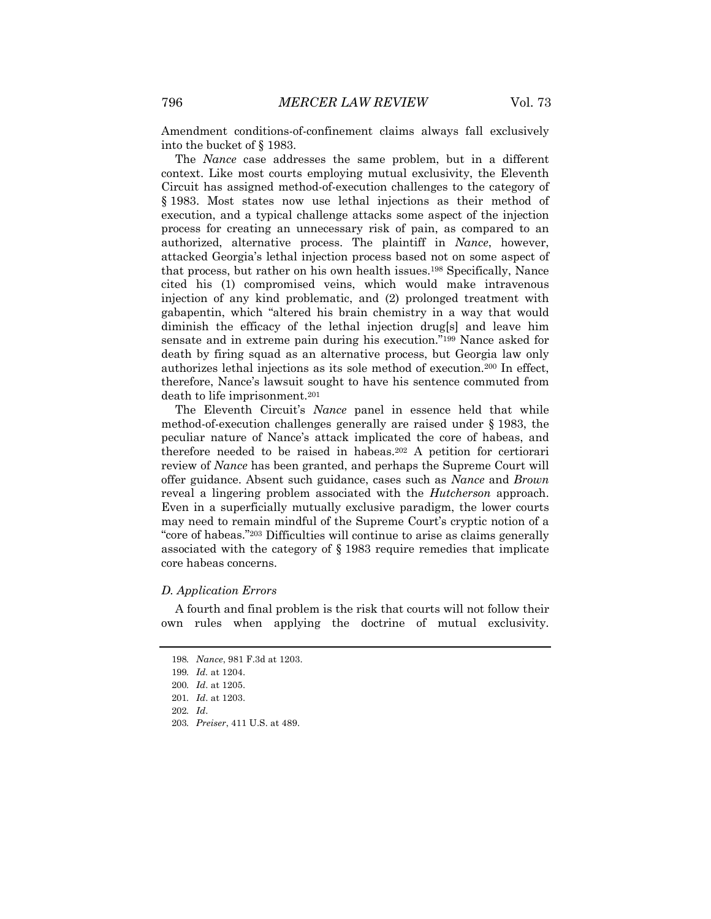Amendment conditions-of-confinement claims always fall exclusively into the bucket of § 1983.

The *Nance* case addresses the same problem, but in a different context. Like most courts employing mutual exclusivity, the Eleventh Circuit has assigned method-of-execution challenges to the category of § 1983. Most states now use lethal injections as their method of execution, and a typical challenge attacks some aspect of the injection process for creating an unnecessary risk of pain, as compared to an authorized, alternative process. The plaintiff in *Nance*, however, attacked Georgia's lethal injection process based not on some aspect of that process, but rather on his own health issues.[198] Specifically, Nance cited his (1) compromised veins, which would make intravenous injection of any kind problematic, and (2) prolonged treatment with gabapentin, which "altered his brain chemistry in a way that would diminish the efficacy of the lethal injection drug[s] and leave him sensate and in extreme pain during his execution."[199] Nance asked for death by firing squad as an alternative process, but Georgia law only authorizes lethal injections as its sole method of execution.[200] In effect, therefore, Nance's lawsuit sought to have his sentence commuted from death to life imprisonment.[201]

The Eleventh Circuit's *Nance* panel in essence held that while method-of-execution challenges generally are raised under § 1983, the peculiar nature of Nance's attack implicated the core of habeas, and therefore needed to be raised in habeas.[202] A petition for certiorari review of *Nance* has been granted, and perhaps the Supreme Court will offer guidance. Absent such guidance, cases such as *Nance* and *Brown* reveal a lingering problem associated with the *Hutcherson* approach. Even in a superficially mutually exclusive paradigm, the lower courts may need to remain mindful of the Supreme Court's cryptic notion of a "core of habeas."[203] Difficulties will continue to arise as claims generally associated with the category of § 1983 require remedies that implicate core habeas concerns.

### *D. Application Errors*

A fourth and final problem is the risk that courts will not follow their own rules when applying the doctrine of mutual exclusivity.

---

198. *Nance*, 981 F.3d at 1203.

199. *Id.* at 1204.

200. *Id*. at 1205.

201. *Id*. at 1203.

202. *Id*.

203. *Preiser*, 411 U.S. at 489.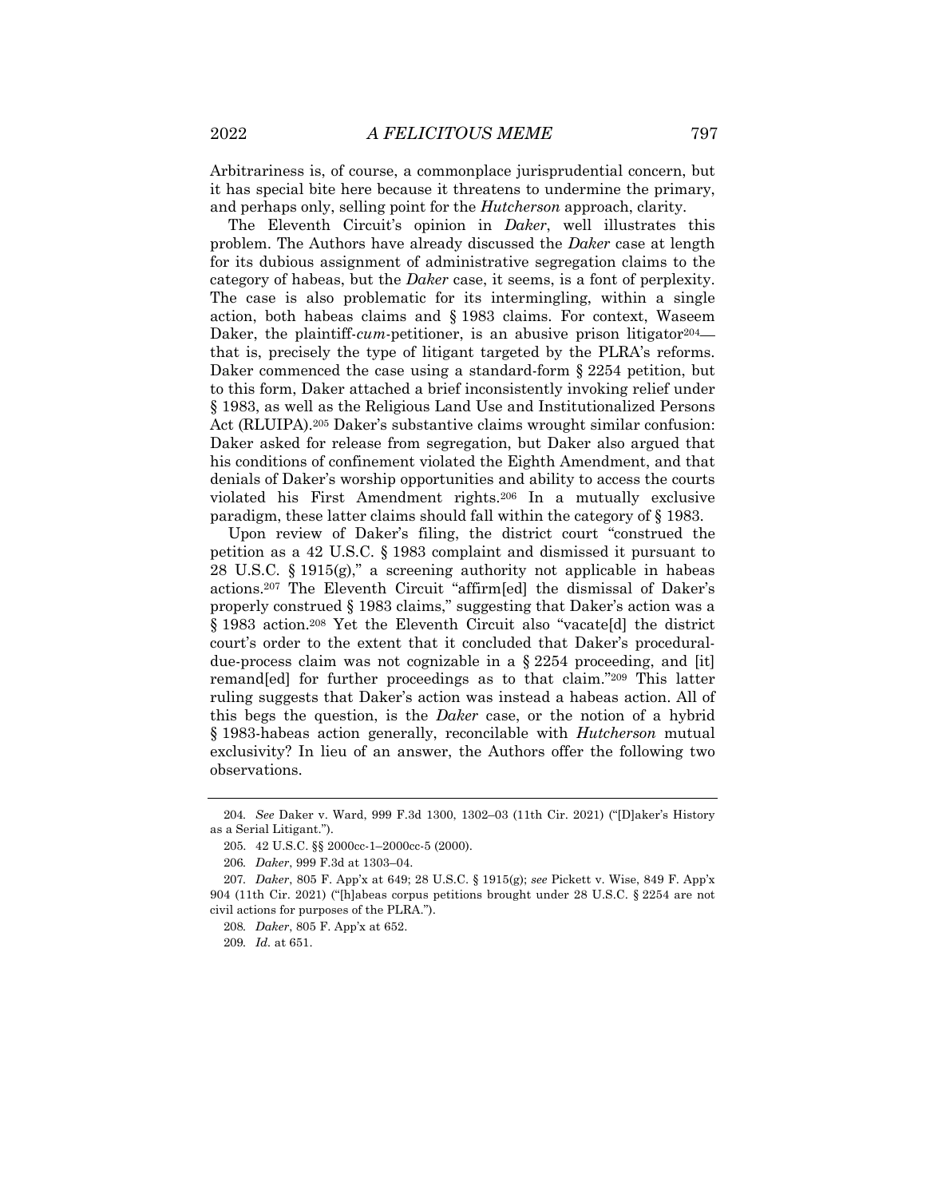Arbitrariness is, of course, a commonplace jurisprudential concern, but it has special bite here because it threatens to undermine the primary, and perhaps only, selling point for the *Hutcherson* approach, clarity.

The Eleventh Circuit's opinion in *Daker*, well illustrates this problem. The Authors have already discussed the *Daker* case at length for its dubious assignment of administrative segregation claims to the category of habeas, but the *Daker* case, it seems, is a font of perplexity. The case is also problematic for its intermingling, within a single action, both habeas claims and § 1983 claims. For context, Waseem Daker, the plaintiff-*cum*-petitioner, is an abusive prison litigator[204]—that is, precisely the type of litigant targeted by the PLRA's reforms. Daker commenced the case using a standard-form § 2254 petition, but to this form, Daker attached a brief inconsistently invoking relief under § 1983, as well as the Religious Land Use and Institutionalized Persons Act (RLUIPA).[205] Daker's substantive claims wrought similar confusion: Daker asked for release from segregation, but Daker also argued that his conditions of confinement violated the Eighth Amendment, and that denials of Daker's worship opportunities and ability to access the courts violated his First Amendment rights.[206] In a mutually exclusive paradigm, these latter claims should fall within the category of § 1983.

Upon review of Daker's filing, the district court "construed the petition as a 42 U.S.C. § 1983 complaint and dismissed it pursuant to 28 U.S.C. § 1915(g)," a screening authority not applicable in habeas actions.[207] The Eleventh Circuit "affirm[ed] the dismissal of Daker's properly construed § 1983 claims," suggesting that Daker's action was a § 1983 action.[208] Yet the Eleventh Circuit also "vacate[d] the district court's order to the extent that it concluded that Daker's procedural-due-process claim was not cognizable in a § 2254 proceeding, and [it] remand[ed] for further proceedings as to that claim."[209] This latter ruling suggests that Daker's action was instead a habeas action. All of this begs the question, is the *Daker* case, or the notion of a hybrid § 1983-habeas action generally, reconcilable with *Hutcherson* mutual exclusivity? In lieu of an answer, the Authors offer the following two observations.

---

204. *See* Daker v. Ward, 999 F.3d 1300, 1302–03 (11th Cir. 2021) ("[D]aker's History as a Serial Litigant.").

205. 42 U.S.C. §§ 2000cc-1–2000cc-5 (2000).

206. *Daker*, 999 F.3d at 1303–04.

207. *Daker*, 805 F. App'x at 649; 28 U.S.C. § 1915(g); *see* Pickett v. Wise, 849 F. App'x 904 (11th Cir. 2021) ("[h]abeas corpus petitions brought under 28 U.S.C. § 2254 are not civil actions for purposes of the PLRA.").

208. *Daker*, 805 F. App'x at 652.

209. *Id.* at 651.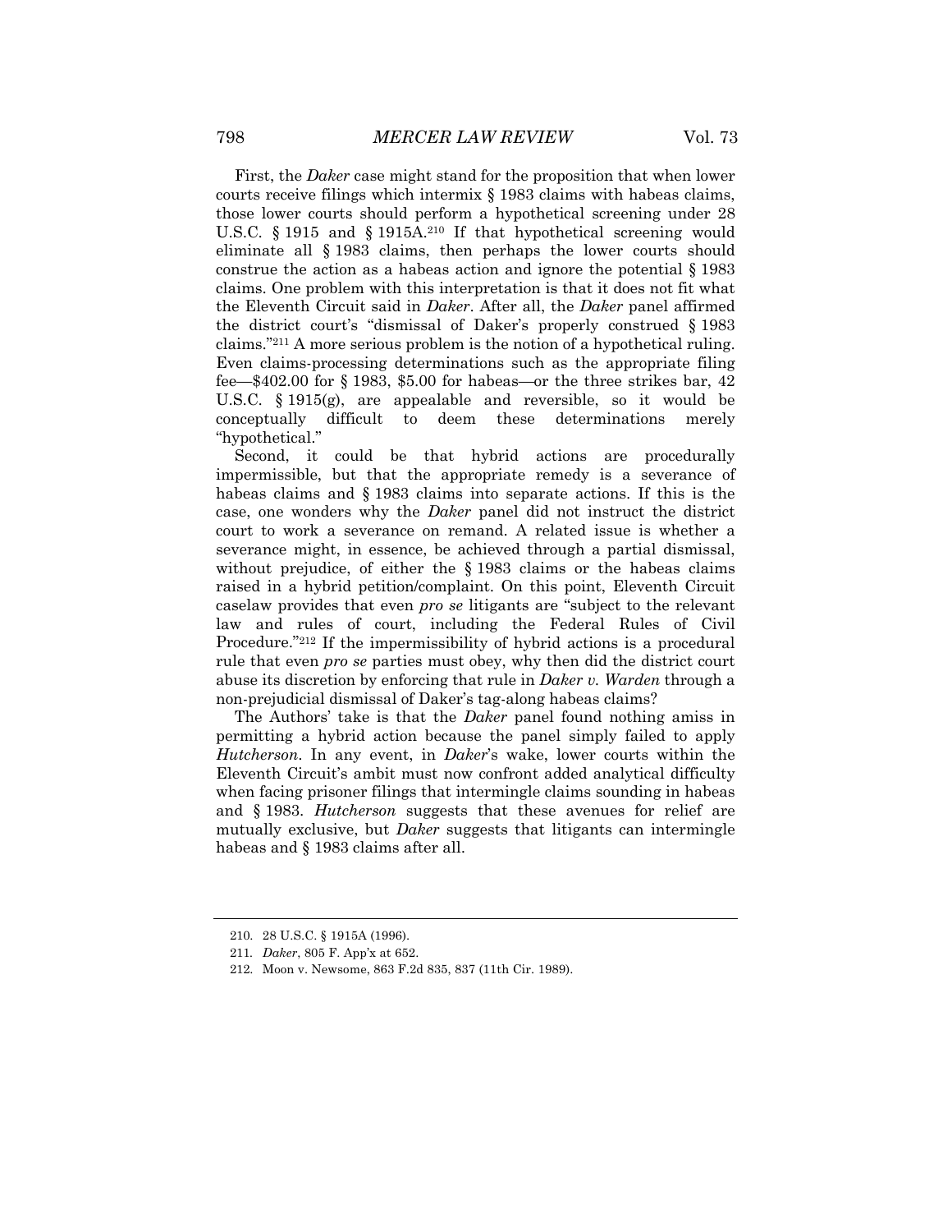First, the *Daker* case might stand for the proposition that when lower courts receive filings which intermix § 1983 claims with habeas claims, those lower courts should perform a hypothetical screening under 28 U.S.C. § 1915 and § 1915A.[210] If that hypothetical screening would eliminate all § 1983 claims, then perhaps the lower courts should construe the action as a habeas action and ignore the potential § 1983 claims. One problem with this interpretation is that it does not fit what the Eleventh Circuit said in *Daker*. After all, the *Daker* panel affirmed the district court's "dismissal of Daker's properly construed § 1983 claims."[211] A more serious problem is the notion of a hypothetical ruling. Even claims-processing determinations such as the appropriate filing fee—$402.00 for § 1983, $5.00 for habeas—or the three strikes bar, 42 U.S.C. § 1915(g), are appealable and reversible, so it would be conceptually difficult to deem these determinations merely "hypothetical."

Second, it could be that hybrid actions are procedurally impermissible, but that the appropriate remedy is a severance of habeas claims and § 1983 claims into separate actions. If this is the case, one wonders why the *Daker* panel did not instruct the district court to work a severance on remand. A related issue is whether a severance might, in essence, be achieved through a partial dismissal, without prejudice, of either the § 1983 claims or the habeas claims raised in a hybrid petition/complaint. On this point, Eleventh Circuit caselaw provides that even *pro se* litigants are "subject to the relevant law and rules of court, including the Federal Rules of Civil Procedure."[212] If the impermissibility of hybrid actions is a procedural rule that even *pro se* parties must obey, why then did the district court abuse its discretion by enforcing that rule in *Daker v. Warden* through a non-prejudicial dismissal of Daker's tag-along habeas claims?

The Authors' take is that the *Daker* panel found nothing amiss in permitting a hybrid action because the panel simply failed to apply *Hutcherson*. In any event, in *Daker*'s wake, lower courts within the Eleventh Circuit's ambit must now confront added analytical difficulty when facing prisoner filings that intermingle claims sounding in habeas and § 1983. *Hutcherson* suggests that these avenues for relief are mutually exclusive, but *Daker* suggests that litigants can intermingle habeas and § 1983 claims after all.

---

210. 28 U.S.C. § 1915A (1996).

211. *Daker*, 805 F. App'x at 652.

212. Moon v. Newsome, 863 F.2d 835, 837 (11th Cir. 1989).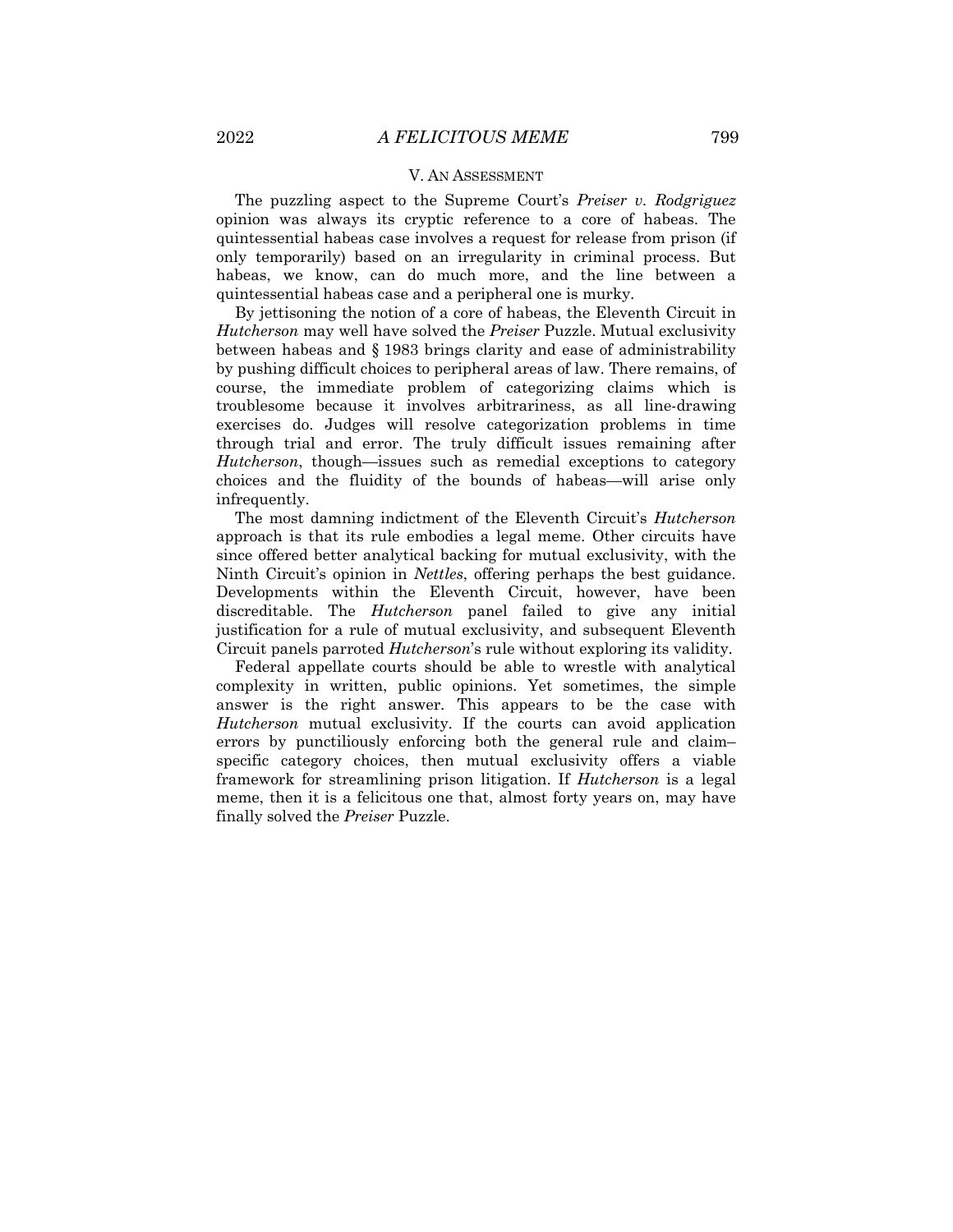## V. AN ASSESSMENT

The puzzling aspect to the Supreme Court's *Preiser v. Rodgriguez* opinion was always its cryptic reference to a core of habeas. The quintessential habeas case involves a request for release from prison (if only temporarily) based on an irregularity in criminal process. But habeas, we know, can do much more, and the line between a quintessential habeas case and a peripheral one is murky.

By jettisoning the notion of a core of habeas, the Eleventh Circuit in *Hutcherson* may well have solved the *Preiser* Puzzle. Mutual exclusivity between habeas and § 1983 brings clarity and ease of administrability by pushing difficult choices to peripheral areas of law. There remains, of course, the immediate problem of categorizing claims which is troublesome because it involves arbitrariness, as all line-drawing exercises do. Judges will resolve categorization problems in time through trial and error. The truly difficult issues remaining after *Hutcherson*, though—issues such as remedial exceptions to category choices and the fluidity of the bounds of habeas—will arise only infrequently.

The most damning indictment of the Eleventh Circuit's *Hutcherson* approach is that its rule embodies a legal meme. Other circuits have since offered better analytical backing for mutual exclusivity, with the Ninth Circuit's opinion in *Nettles*, offering perhaps the best guidance. Developments within the Eleventh Circuit, however, have been discreditable. The *Hutcherson* panel failed to give any initial justification for a rule of mutual exclusivity, and subsequent Eleventh Circuit panels parroted *Hutcherson*'s rule without exploring its validity.

Federal appellate courts should be able to wrestle with analytical complexity in written, public opinions. Yet sometimes, the simple answer is the right answer. This appears to be the case with *Hutcherson* mutual exclusivity. If the courts can avoid application errors by punctiliously enforcing both the general rule and claim–specific category choices, then mutual exclusivity offers a viable framework for streamlining prison litigation. If *Hutcherson* is a legal meme, then it is a felicitous one that, almost forty years on, may have finally solved the *Preiser* Puzzle.